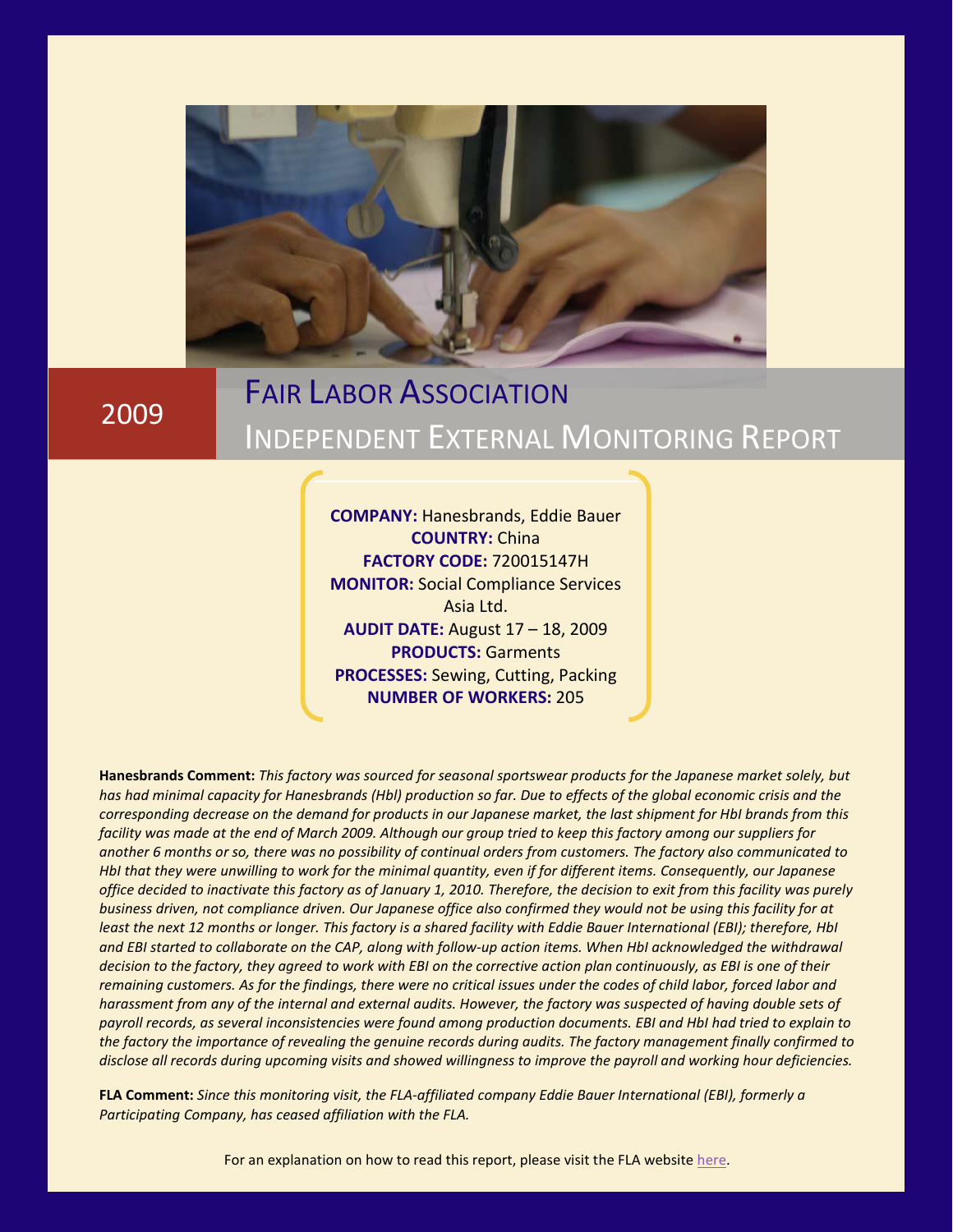# 2009

# FAIR LABOR ASSOCIATION
## INDEPENDENT EXTERNAL MONITORING REPORT

**COMPANY:** Hanesbrands, Eddie Bauer
**COUNTRY:** China
**FACTORY CODE:** 720015147H
**MONITOR:** Social Compliance Services Asia Ltd.
**AUDIT DATE:** August 17 – 18, 2009
**PRODUCTS:** Garments
**PROCESSES:** Sewing, Cutting, Packing
**NUMBER OF WORKERS:** 205

**Hanesbrands Comment:** *This factory was sourced for seasonal sportswear products for the Japanese market solely, but has had minimal capacity for Hanesbrands (Hbl) production so far. Due to effects of the global economic crisis and the corresponding decrease on the demand for products in our Japanese market, the last shipment for HbI brands from this facility was made at the end of March 2009. Although our group tried to keep this factory among our suppliers for another 6 months or so, there was no possibility of continual orders from customers. The factory also communicated to HbI that they were unwilling to work for the minimal quantity, even if for different items. Consequently, our Japanese office decided to inactivate this factory as of January 1, 2010. Therefore, the decision to exit from this facility was purely business driven, not compliance driven. Our Japanese office also confirmed they would not be using this facility for at least the next 12 months or longer. This factory is a shared facility with Eddie Bauer International (EBI); therefore, HbI and EBI started to collaborate on the CAP, along with follow-up action items. When HbI acknowledged the withdrawal decision to the factory, they agreed to work with EBI on the corrective action plan continuously, as EBI is one of their remaining customers. As for the findings, there were no critical issues under the codes of child labor, forced labor and harassment from any of the internal and external audits. However, the factory was suspected of having double sets of payroll records, as several inconsistencies were found among production documents. EBI and HbI had tried to explain to the factory the importance of revealing the genuine records during audits. The factory management finally confirmed to disclose all records during upcoming visits and showed willingness to improve the payroll and working hour deficiencies.*

**FLA Comment:** *Since this monitoring visit, the FLA-affiliated company Eddie Bauer International (EBI), formerly a Participating Company, has ceased affiliation with the FLA.*

For an explanation on how to read this report, please visit the FLA website here.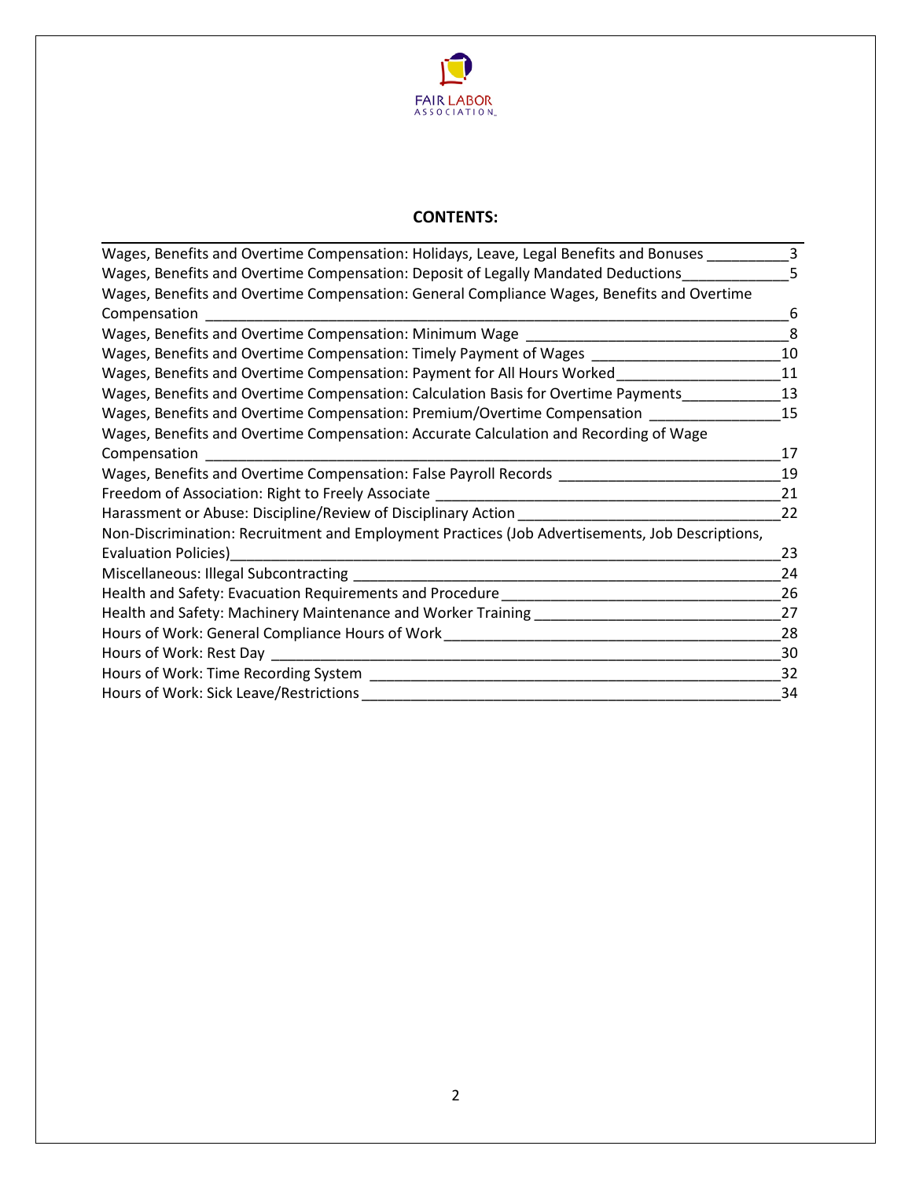## CONTENTS:

| | |
|---|---|
| Wages, Benefits and Overtime Compensation: Holidays, Leave, Legal Benefits and Bonuses | 3 |
| Wages, Benefits and Overtime Compensation: Deposit of Legally Mandated Deductions | 5 |
| Wages, Benefits and Overtime Compensation: General Compliance Wages, Benefits and Overtime Compensation | 6 |
| Wages, Benefits and Overtime Compensation: Minimum Wage | 8 |
| Wages, Benefits and Overtime Compensation: Timely Payment of Wages | 10 |
| Wages, Benefits and Overtime Compensation: Payment for All Hours Worked | 11 |
| Wages, Benefits and Overtime Compensation: Calculation Basis for Overtime Payments | 13 |
| Wages, Benefits and Overtime Compensation: Premium/Overtime Compensation | 15 |
| Wages, Benefits and Overtime Compensation: Accurate Calculation and Recording of Wage Compensation | 17 |
| Wages, Benefits and Overtime Compensation: False Payroll Records | 19 |
| Freedom of Association: Right to Freely Associate | 21 |
| Harassment or Abuse: Discipline/Review of Disciplinary Action | 22 |
| Non-Discrimination: Recruitment and Employment Practices (Job Advertisements, Job Descriptions, Evaluation Policies) | 23 |
| Miscellaneous: Illegal Subcontracting | 24 |
| Health and Safety: Evacuation Requirements and Procedure | 26 |
| Health and Safety: Machinery Maintenance and Worker Training | 27 |
| Hours of Work: General Compliance Hours of Work | 28 |
| Hours of Work: Rest Day | 30 |
| Hours of Work: Time Recording System | 32 |
| Hours of Work: Sick Leave/Restrictions | 34 |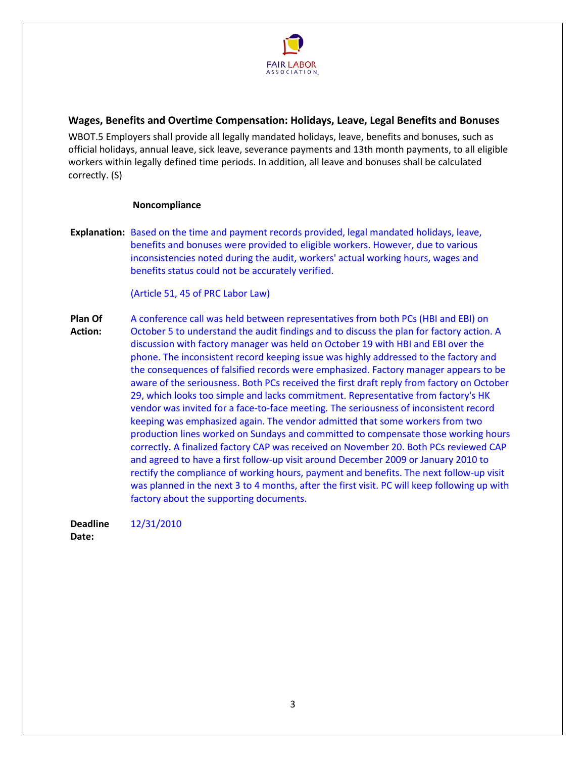## Wages, Benefits and Overtime Compensation: Holidays, Leave, Legal Benefits and Bonuses

WBOT.5 Employers shall provide all legally mandated holidays, leave, benefits and bonuses, such as official holidays, annual leave, sick leave, severance payments and 13th month payments, to all eligible workers within legally defined time periods. In addition, all leave and bonuses shall be calculated correctly. (S)

**Noncompliance**

**Explanation:** Based on the time and payment records provided, legal mandated holidays, leave, benefits and bonuses were provided to eligible workers. However, due to various inconsistencies noted during the audit, workers' actual working hours, wages and benefits status could not be accurately verified.

(Article 51, 45 of PRC Labor Law)

**Plan Of Action:** A conference call was held between representatives from both PCs (HBI and EBI) on October 5 to understand the audit findings and to discuss the plan for factory action. A discussion with factory manager was held on October 19 with HBI and EBI over the phone. The inconsistent record keeping issue was highly addressed to the factory and the consequences of falsified records were emphasized. Factory manager appears to be aware of the seriousness. Both PCs received the first draft reply from factory on October 29, which looks too simple and lacks commitment. Representative from factory's HK vendor was invited for a face-to-face meeting. The seriousness of inconsistent record keeping was emphasized again. The vendor admitted that some workers from two production lines worked on Sundays and committed to compensate those working hours correctly. A finalized factory CAP was received on November 20. Both PCs reviewed CAP and agreed to have a first follow-up visit around December 2009 or January 2010 to rectify the compliance of working hours, payment and benefits. The next follow-up visit was planned in the next 3 to 4 months, after the first visit. PC will keep following up with factory about the supporting documents.

**Deadline Date:** 12/31/2010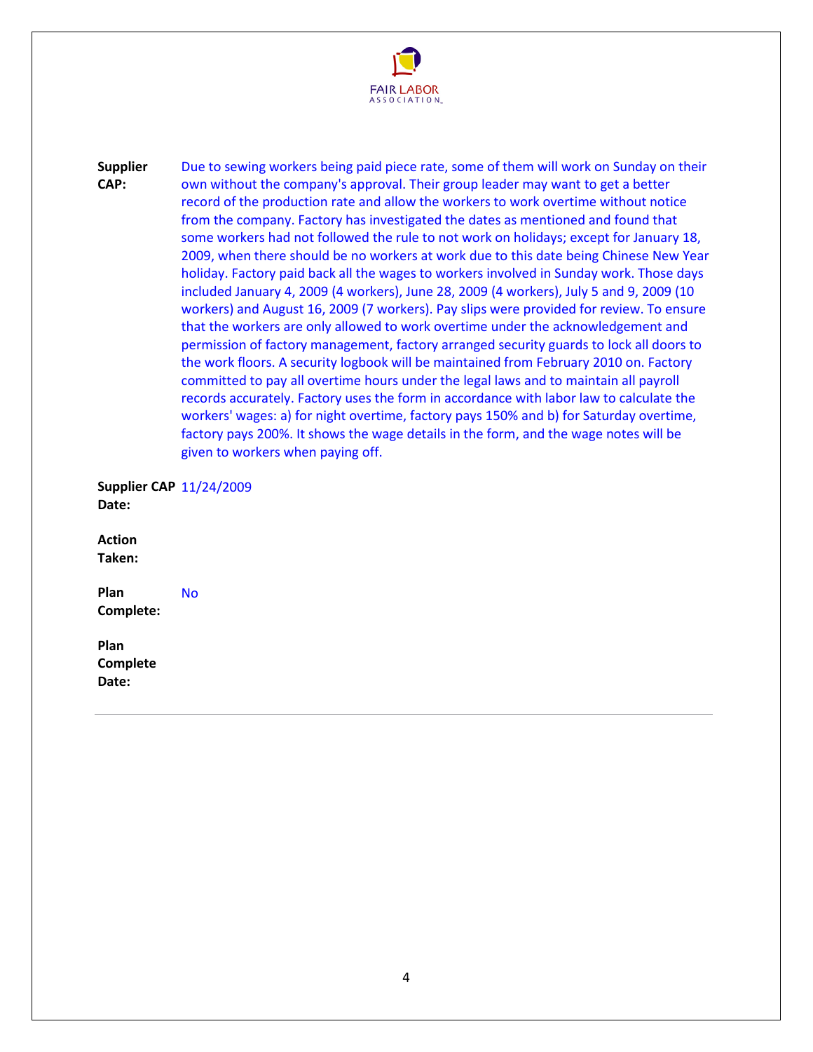**Supplier CAP:** Due to sewing workers being paid piece rate, some of them will work on Sunday on their own without the company's approval. Their group leader may want to get a better record of the production rate and allow the workers to work overtime without notice from the company. Factory has investigated the dates as mentioned and found that some workers had not followed the rule to not work on holidays; except for January 18, 2009, when there should be no workers at work due to this date being Chinese New Year holiday. Factory paid back all the wages to workers involved in Sunday work. Those days included January 4, 2009 (4 workers), June 28, 2009 (4 workers), July 5 and 9, 2009 (10 workers) and August 16, 2009 (7 workers). Pay slips were provided for review. To ensure that the workers are only allowed to work overtime under the acknowledgement and permission of factory management, factory arranged security guards to lock all doors to the work floors. A security logbook will be maintained from February 2010 on. Factory committed to pay all overtime hours under the legal laws and to maintain all payroll records accurately. Factory uses the form in accordance with labor law to calculate the workers' wages: a) for night overtime, factory pays 150% and b) for Saturday overtime, factory pays 200%. It shows the wage details in the form, and the wage notes will be given to workers when paying off.

**Supplier CAP Date:** 11/24/2009

**Action Taken:**

**Plan Complete:** No

**Plan Complete Date:**

---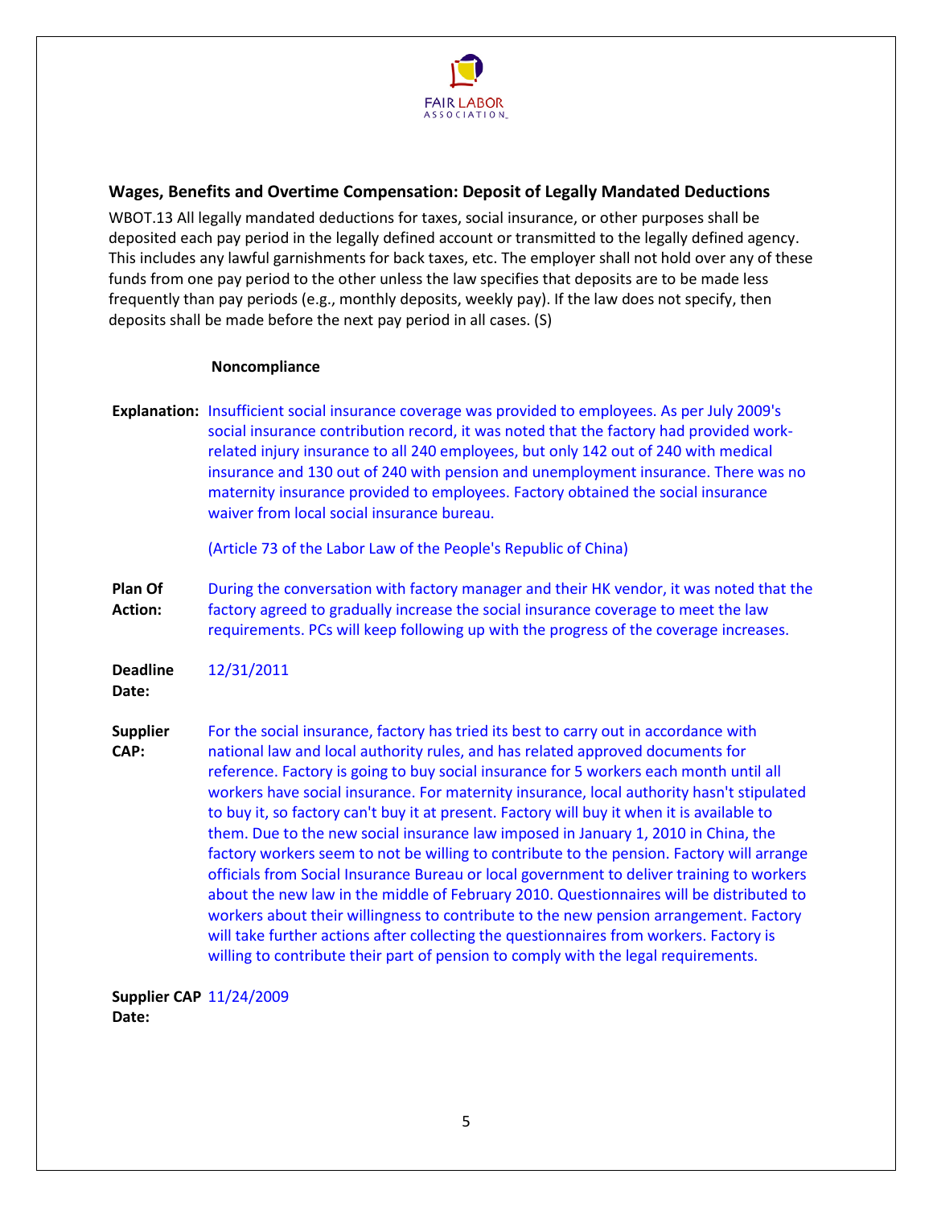## Wages, Benefits and Overtime Compensation: Deposit of Legally Mandated Deductions

WBOT.13 All legally mandated deductions for taxes, social insurance, or other purposes shall be deposited each pay period in the legally defined account or transmitted to the legally defined agency. This includes any lawful garnishments for back taxes, etc. The employer shall not hold over any of these funds from one pay period to the other unless the law specifies that deposits are to be made less frequently than pay periods (e.g., monthly deposits, weekly pay). If the law does not specify, then deposits shall be made before the next pay period in all cases. (S)

**Noncompliance**

**Explanation:** Insufficient social insurance coverage was provided to employees. As per July 2009's social insurance contribution record, it was noted that the factory had provided work-related injury insurance to all 240 employees, but only 142 out of 240 with medical insurance and 130 out of 240 with pension and unemployment insurance. There was no maternity insurance provided to employees. Factory obtained the social insurance waiver from local social insurance bureau.

(Article 73 of the Labor Law of the People's Republic of China)

**Plan Of Action:** During the conversation with factory manager and their HK vendor, it was noted that the factory agreed to gradually increase the social insurance coverage to meet the law requirements. PCs will keep following up with the progress of the coverage increases.

**Deadline Date:** 12/31/2011

**Supplier CAP:** For the social insurance, factory has tried its best to carry out in accordance with national law and local authority rules, and has related approved documents for reference. Factory is going to buy social insurance for 5 workers each month until all workers have social insurance. For maternity insurance, local authority hasn't stipulated to buy it, so factory can't buy it at present. Factory will buy it when it is available to them. Due to the new social insurance law imposed in January 1, 2010 in China, the factory workers seem to not be willing to contribute to the pension. Factory will arrange officials from Social Insurance Bureau or local government to deliver training to workers about the new law in the middle of February 2010. Questionnaires will be distributed to workers about their willingness to contribute to the new pension arrangement. Factory will take further actions after collecting the questionnaires from workers. Factory is willing to contribute their part of pension to comply with the legal requirements.

**Supplier CAP Date:** 11/24/2009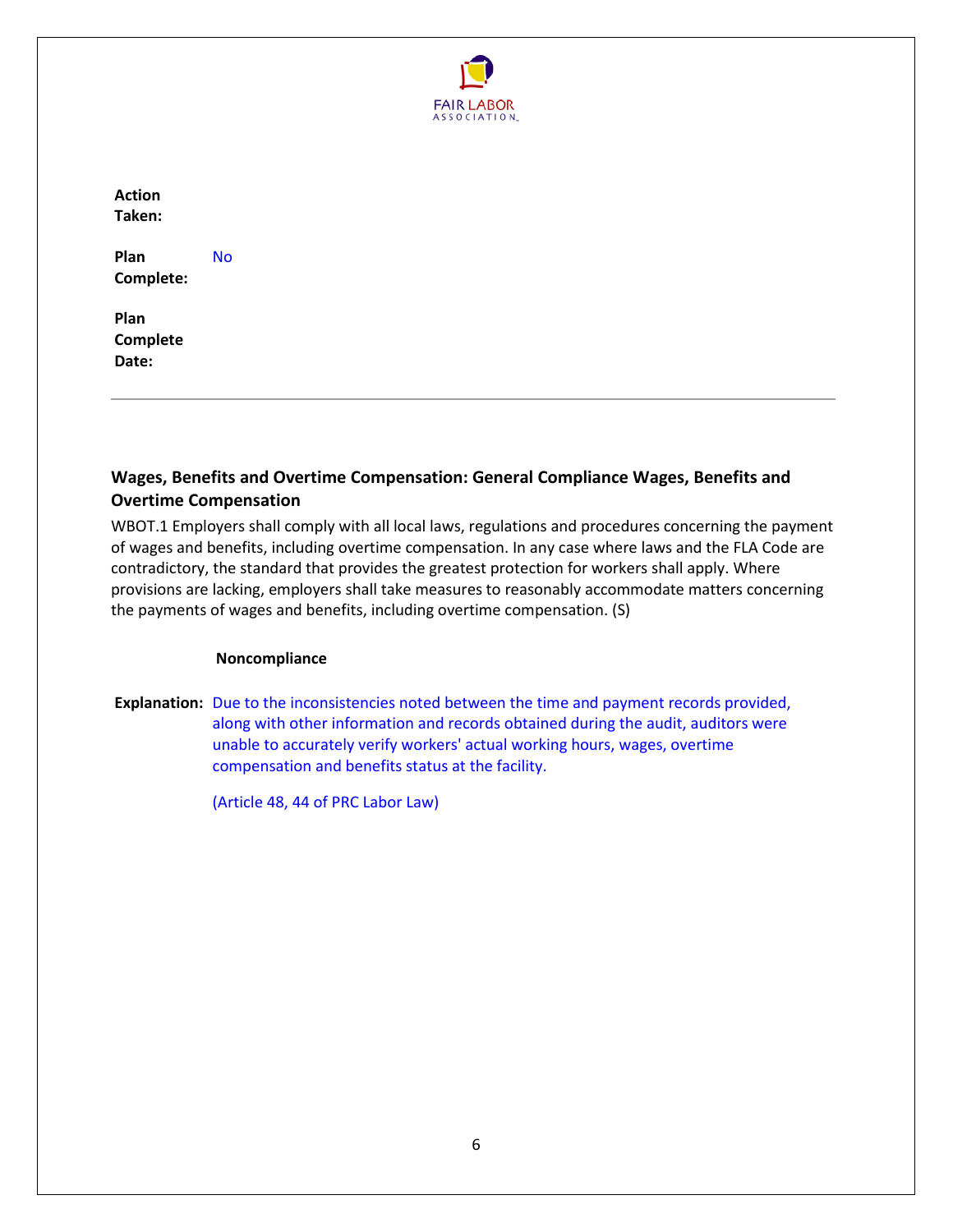**Action Taken:**

**Plan Complete:** No

**Plan Complete Date:**

---

### Wages, Benefits and Overtime Compensation: General Compliance Wages, Benefits and Overtime Compensation

WBOT.1 Employers shall comply with all local laws, regulations and procedures concerning the payment of wages and benefits, including overtime compensation. In any case where laws and the FLA Code are contradictory, the standard that provides the greatest protection for workers shall apply. Where provisions are lacking, employers shall take measures to reasonably accommodate matters concerning the payments of wages and benefits, including overtime compensation. (S)

**Noncompliance**

**Explanation:** Due to the inconsistencies noted between the time and payment records provided, along with other information and records obtained during the audit, auditors were unable to accurately verify workers' actual working hours, wages, overtime compensation and benefits status at the facility.

(Article 48, 44 of PRC Labor Law)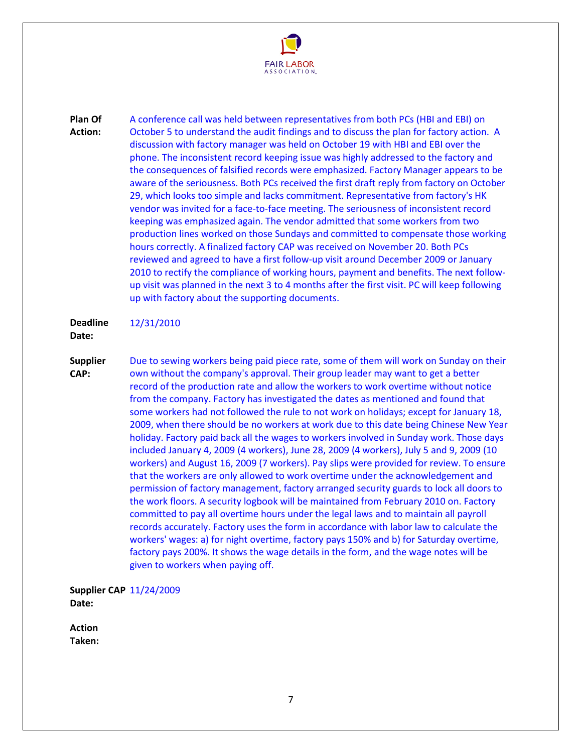**Plan Of Action:** A conference call was held between representatives from both PCs (HBI and EBI) on October 5 to understand the audit findings and to discuss the plan for factory action. A discussion with factory manager was held on October 19 with HBI and EBI over the phone. The inconsistent record keeping issue was highly addressed to the factory and the consequences of falsified records were emphasized. Factory Manager appears to be aware of the seriousness. Both PCs received the first draft reply from factory on October 29, which looks too simple and lacks commitment. Representative from factory's HK vendor was invited for a face-to-face meeting. The seriousness of inconsistent record keeping was emphasized again. The vendor admitted that some workers from two production lines worked on those Sundays and committed to compensate those working hours correctly. A finalized factory CAP was received on November 20. Both PCs reviewed and agreed to have a first follow-up visit around December 2009 or January 2010 to rectify the compliance of working hours, payment and benefits. The next follow-up visit was planned in the next 3 to 4 months after the first visit. PC will keep following up with factory about the supporting documents.

**Deadline Date:** 12/31/2010

**Supplier CAP:** Due to sewing workers being paid piece rate, some of them will work on Sunday on their own without the company's approval. Their group leader may want to get a better record of the production rate and allow the workers to work overtime without notice from the company. Factory has investigated the dates as mentioned and found that some workers had not followed the rule to not work on holidays; except for January 18, 2009, when there should be no workers at work due to this date being Chinese New Year holiday. Factory paid back all the wages to workers involved in Sunday work. Those days included January 4, 2009 (4 workers), June 28, 2009 (4 workers), July 5 and 9, 2009 (10 workers) and August 16, 2009 (7 workers). Pay slips were provided for review. To ensure that the workers are only allowed to work overtime under the acknowledgement and permission of factory management, factory arranged security guards to lock all doors to the work floors. A security logbook will be maintained from February 2010 on. Factory committed to pay all overtime hours under the legal laws and to maintain all payroll records accurately. Factory uses the form in accordance with labor law to calculate the workers' wages: a) for night overtime, factory pays 150% and b) for Saturday overtime, factory pays 200%. It shows the wage details in the form, and the wage notes will be given to workers when paying off.

**Supplier CAP Date:** 11/24/2009

**Action Taken:**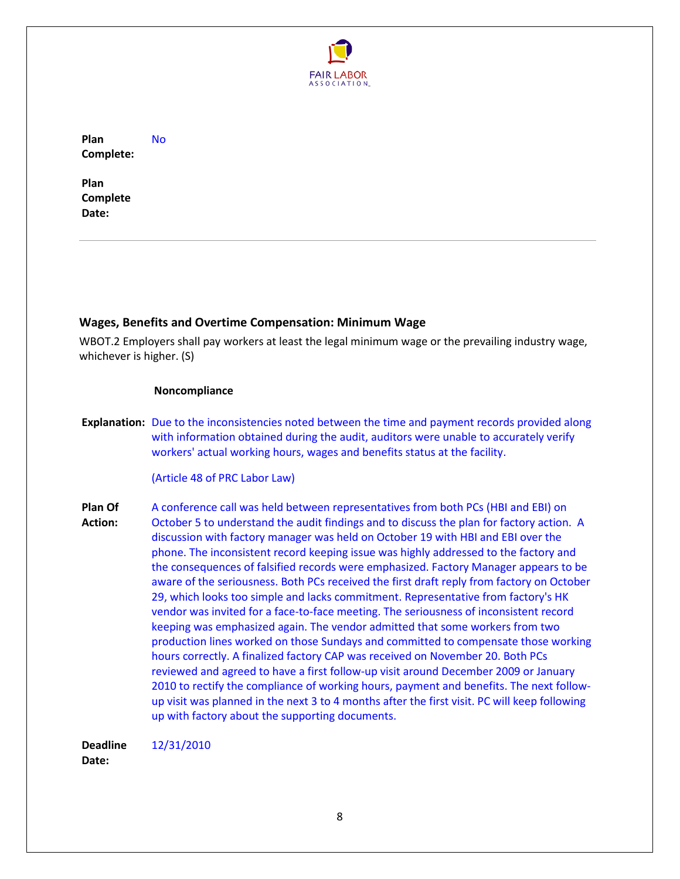**Plan Complete:** No

**Plan Complete Date:**

---

### Wages, Benefits and Overtime Compensation: Minimum Wage

WBOT.2 Employers shall pay workers at least the legal minimum wage or the prevailing industry wage, whichever is higher. (S)

**Noncompliance**

**Explanation:** Due to the inconsistencies noted between the time and payment records provided along with information obtained during the audit, auditors were unable to accurately verify workers' actual working hours, wages and benefits status at the facility.

(Article 48 of PRC Labor Law)

**Plan Of Action:** A conference call was held between representatives from both PCs (HBI and EBI) on October 5 to understand the audit findings and to discuss the plan for factory action. A discussion with factory manager was held on October 19 with HBI and EBI over the phone. The inconsistent record keeping issue was highly addressed to the factory and the consequences of falsified records were emphasized. Factory Manager appears to be aware of the seriousness. Both PCs received the first draft reply from factory on October 29, which looks too simple and lacks commitment. Representative from factory's HK vendor was invited for a face-to-face meeting. The seriousness of inconsistent record keeping was emphasized again. The vendor admitted that some workers from two production lines worked on those Sundays and committed to compensate those working hours correctly. A finalized factory CAP was received on November 20. Both PCs reviewed and agreed to have a first follow-up visit around December 2009 or January 2010 to rectify the compliance of working hours, payment and benefits. The next follow-up visit was planned in the next 3 to 4 months after the first visit. PC will keep following up with factory about the supporting documents.

**Deadline Date:** 12/31/2010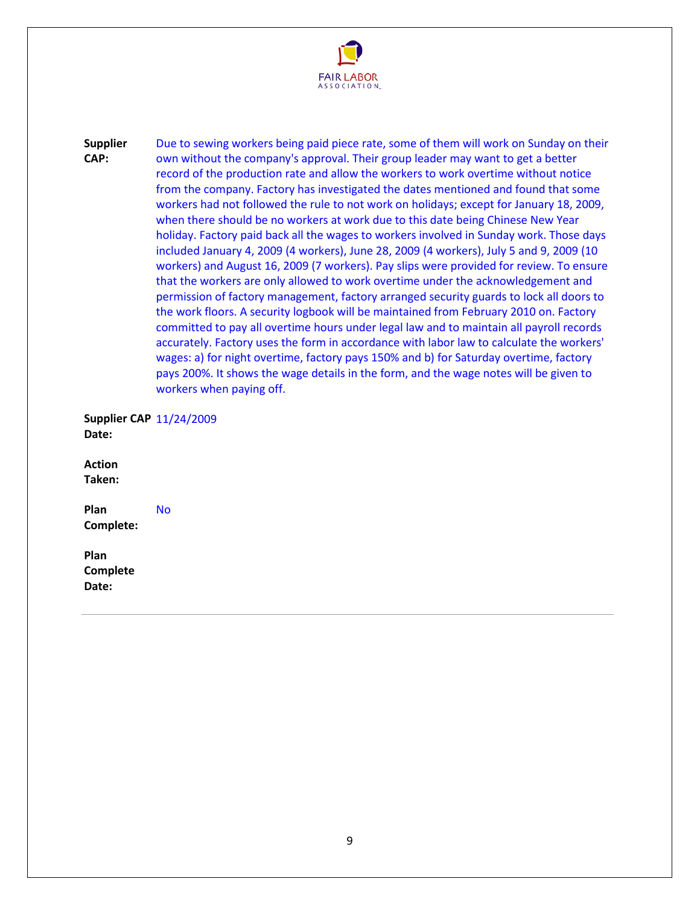**Supplier CAP:** Due to sewing workers being paid piece rate, some of them will work on Sunday on their own without the company's approval. Their group leader may want to get a better record of the production rate and allow the workers to work overtime without notice from the company. Factory has investigated the dates mentioned and found that some workers had not followed the rule to not work on holidays; except for January 18, 2009, when there should be no workers at work due to this date being Chinese New Year holiday. Factory paid back all the wages to workers involved in Sunday work. Those days included January 4, 2009 (4 workers), June 28, 2009 (4 workers), July 5 and 9, 2009 (10 workers) and August 16, 2009 (7 workers). Pay slips were provided for review. To ensure that the workers are only allowed to work overtime under the acknowledgement and permission of factory management, factory arranged security guards to lock all doors to the work floors. A security logbook will be maintained from February 2010 on. Factory committed to pay all overtime hours under legal law and to maintain all payroll records accurately. Factory uses the form in accordance with labor law to calculate the workers' wages: a) for night overtime, factory pays 150% and b) for Saturday overtime, factory pays 200%. It shows the wage details in the form, and the wage notes will be given to workers when paying off.

**Supplier CAP Date:** 11/24/2009

**Action Taken:**

**Plan Complete:** No

**Plan Complete Date:**

---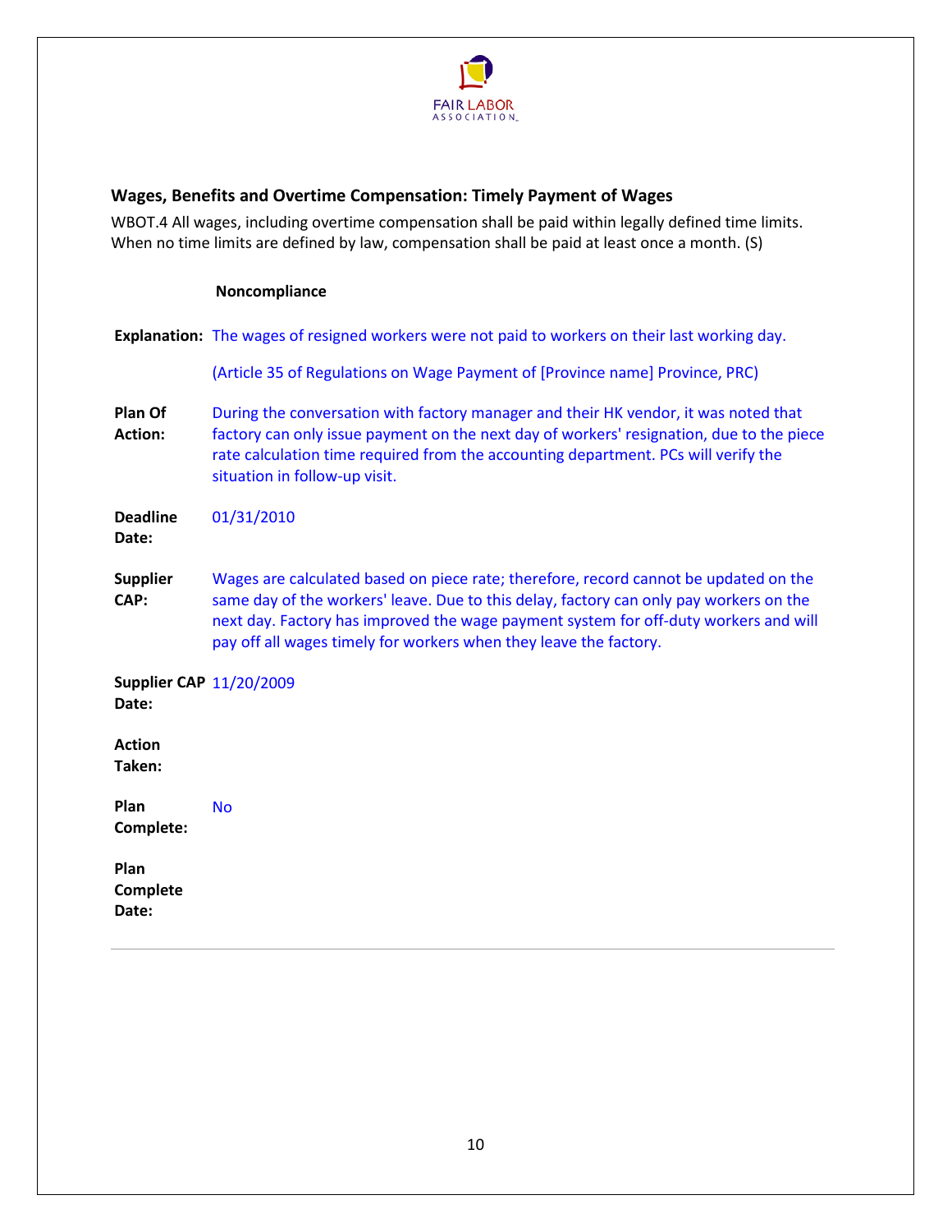## Wages, Benefits and Overtime Compensation: Timely Payment of Wages

WBOT.4 All wages, including overtime compensation shall be paid within legally defined time limits. When no time limits are defined by law, compensation shall be paid at least once a month. (S)

**Noncompliance**

**Explanation:** The wages of resigned workers were not paid to workers on their last working day.

(Article 35 of Regulations on Wage Payment of [Province name] Province, PRC)

**Plan Of Action:** During the conversation with factory manager and their HK vendor, it was noted that factory can only issue payment on the next day of workers' resignation, due to the piece rate calculation time required from the accounting department. PCs will verify the situation in follow-up visit.

**Deadline Date:** 01/31/2010

**Supplier CAP:** Wages are calculated based on piece rate; therefore, record cannot be updated on the same day of the workers' leave. Due to this delay, factory can only pay workers on the next day. Factory has improved the wage payment system for off-duty workers and will pay off all wages timely for workers when they leave the factory.

**Supplier CAP Date:** 11/20/2009

**Action Taken:**

**Plan Complete:** No

**Plan Complete Date:**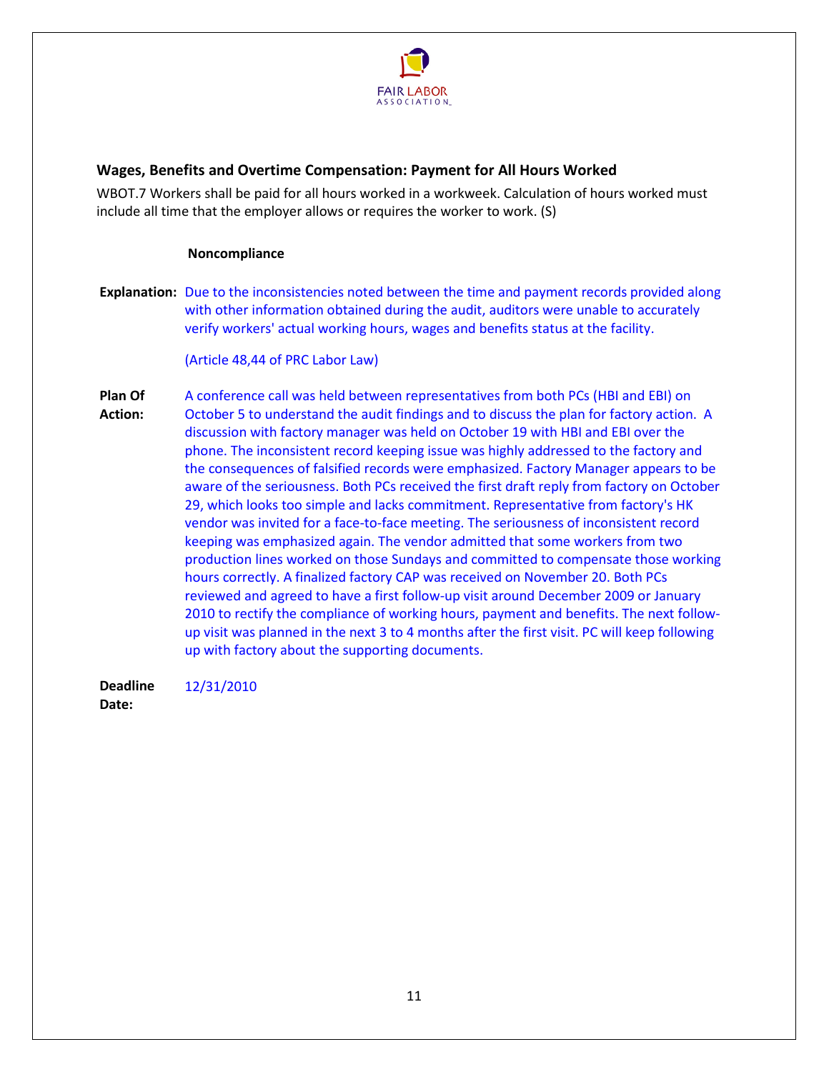### Wages, Benefits and Overtime Compensation: Payment for All Hours Worked

WBOT.7 Workers shall be paid for all hours worked in a workweek. Calculation of hours worked must include all time that the employer allows or requires the worker to work. (S)

**Noncompliance**

**Explanation:** Due to the inconsistencies noted between the time and payment records provided along with other information obtained during the audit, auditors were unable to accurately verify workers' actual working hours, wages and benefits status at the facility.

(Article 48,44 of PRC Labor Law)

**Plan Of Action:** A conference call was held between representatives from both PCs (HBI and EBI) on October 5 to understand the audit findings and to discuss the plan for factory action. A discussion with factory manager was held on October 19 with HBI and EBI over the phone. The inconsistent record keeping issue was highly addressed to the factory and the consequences of falsified records were emphasized. Factory Manager appears to be aware of the seriousness. Both PCs received the first draft reply from factory on October 29, which looks too simple and lacks commitment. Representative from factory's HK vendor was invited for a face-to-face meeting. The seriousness of inconsistent record keeping was emphasized again. The vendor admitted that some workers from two production lines worked on those Sundays and committed to compensate those working hours correctly. A finalized factory CAP was received on November 20. Both PCs reviewed and agreed to have a first follow-up visit around December 2009 or January 2010 to rectify the compliance of working hours, payment and benefits. The next follow-up visit was planned in the next 3 to 4 months after the first visit. PC will keep following up with factory about the supporting documents.

**Deadline Date:** 12/31/2010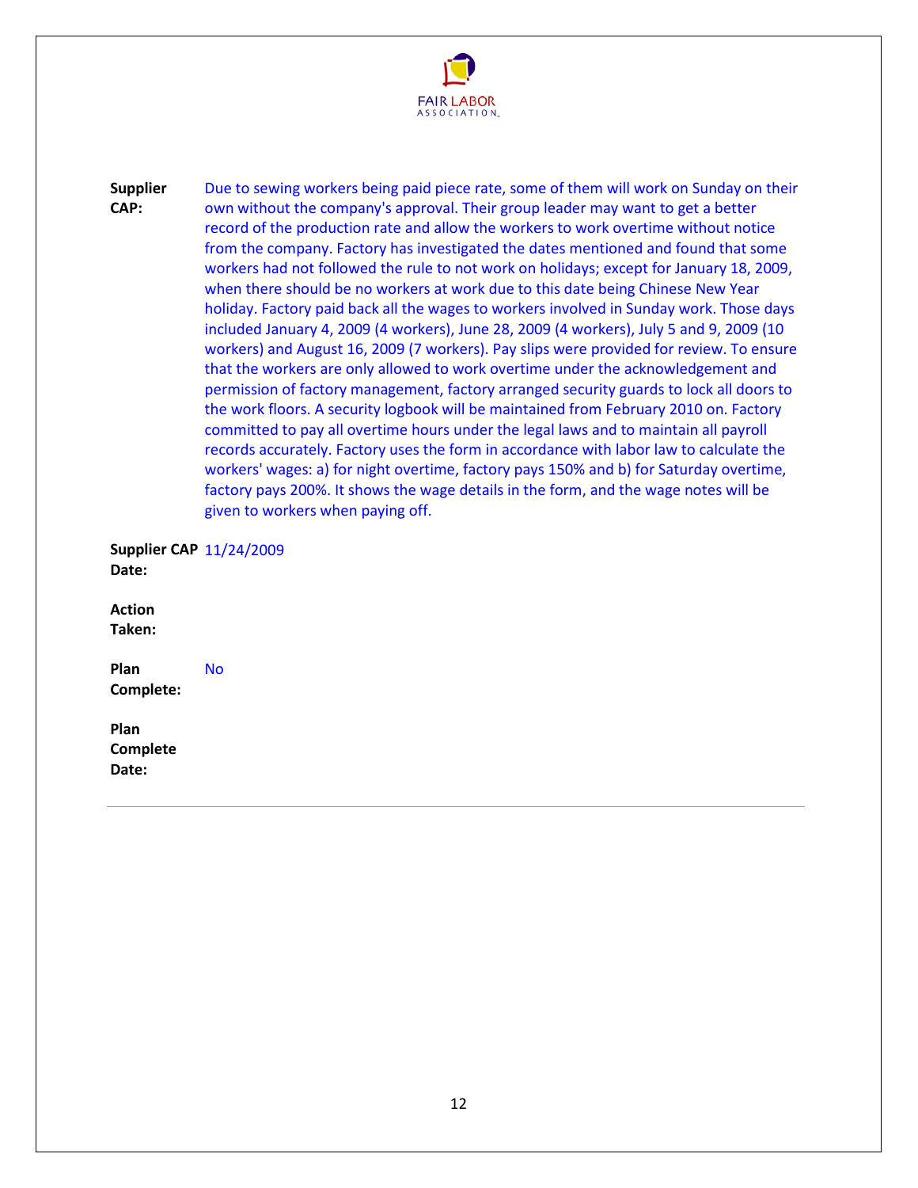**Supplier CAP:** Due to sewing workers being paid piece rate, some of them will work on Sunday on their own without the company's approval. Their group leader may want to get a better record of the production rate and allow the workers to work overtime without notice from the company. Factory has investigated the dates mentioned and found that some workers had not followed the rule to not work on holidays; except for January 18, 2009, when there should be no workers at work due to this date being Chinese New Year holiday. Factory paid back all the wages to workers involved in Sunday work. Those days included January 4, 2009 (4 workers), June 28, 2009 (4 workers), July 5 and 9, 2009 (10 workers) and August 16, 2009 (7 workers). Pay slips were provided for review. To ensure that the workers are only allowed to work overtime under the acknowledgement and permission of factory management, factory arranged security guards to lock all doors to the work floors. A security logbook will be maintained from February 2010 on. Factory committed to pay all overtime hours under the legal laws and to maintain all payroll records accurately. Factory uses the form in accordance with labor law to calculate the workers' wages: a) for night overtime, factory pays 150% and b) for Saturday overtime, factory pays 200%. It shows the wage details in the form, and the wage notes will be given to workers when paying off.

**Supplier CAP Date:** 11/24/2009

**Action Taken:**

**Plan Complete:** No

**Plan Complete Date:**

---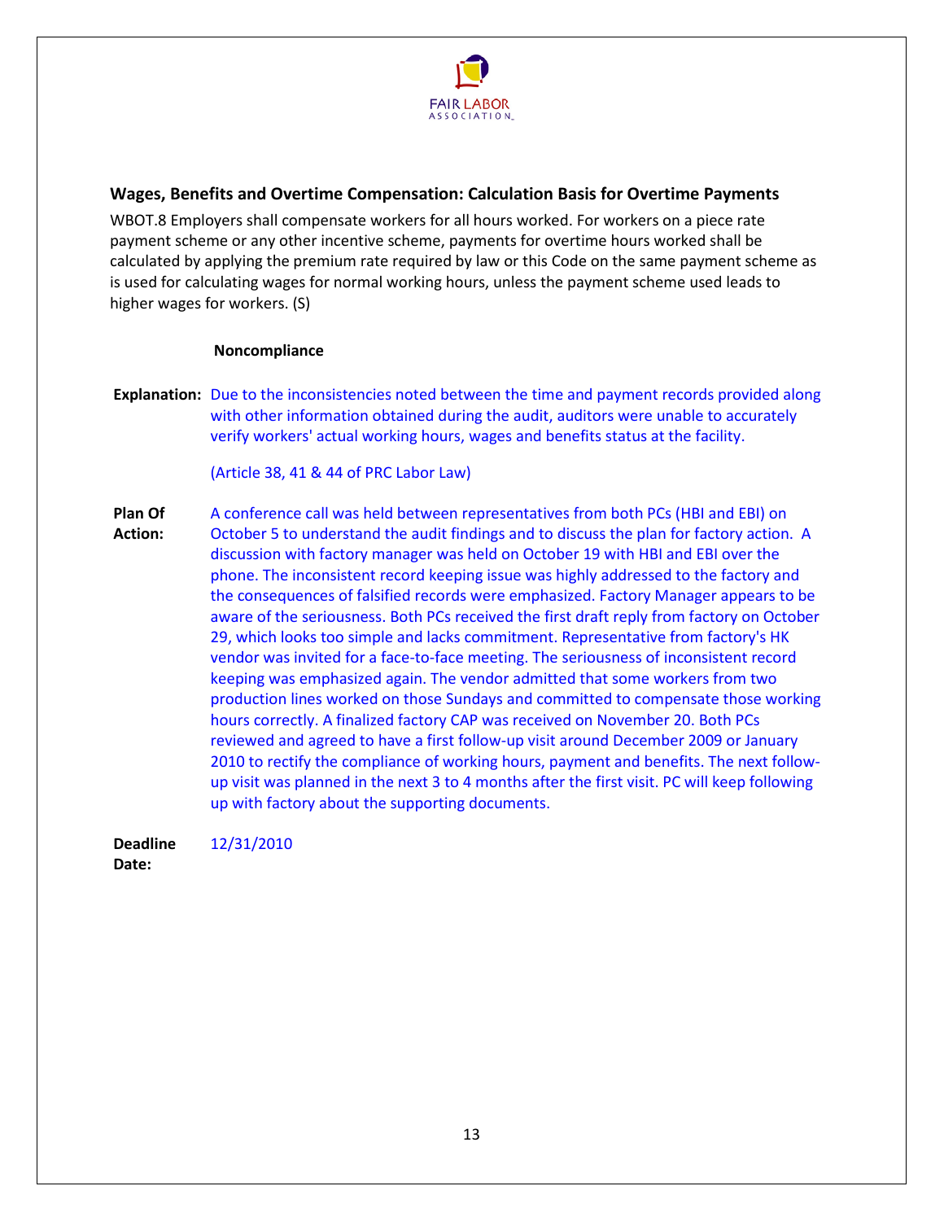## Wages, Benefits and Overtime Compensation: Calculation Basis for Overtime Payments

WBOT.8 Employers shall compensate workers for all hours worked. For workers on a piece rate payment scheme or any other incentive scheme, payments for overtime hours worked shall be calculated by applying the premium rate required by law or this Code on the same payment scheme as is used for calculating wages for normal working hours, unless the payment scheme used leads to higher wages for workers. (S)

**Noncompliance**

**Explanation:** Due to the inconsistencies noted between the time and payment records provided along with other information obtained during the audit, auditors were unable to accurately verify workers' actual working hours, wages and benefits status at the facility.

(Article 38, 41 & 44 of PRC Labor Law)

**Plan Of Action:** A conference call was held between representatives from both PCs (HBI and EBI) on October 5 to understand the audit findings and to discuss the plan for factory action. A discussion with factory manager was held on October 19 with HBI and EBI over the phone. The inconsistent record keeping issue was highly addressed to the factory and the consequences of falsified records were emphasized. Factory Manager appears to be aware of the seriousness. Both PCs received the first draft reply from factory on October 29, which looks too simple and lacks commitment. Representative from factory's HK vendor was invited for a face-to-face meeting. The seriousness of inconsistent record keeping was emphasized again. The vendor admitted that some workers from two production lines worked on those Sundays and committed to compensate those working hours correctly. A finalized factory CAP was received on November 20. Both PCs reviewed and agreed to have a first follow-up visit around December 2009 or January 2010 to rectify the compliance of working hours, payment and benefits. The next follow-up visit was planned in the next 3 to 4 months after the first visit. PC will keep following up with factory about the supporting documents.

**Deadline Date:** 12/31/2010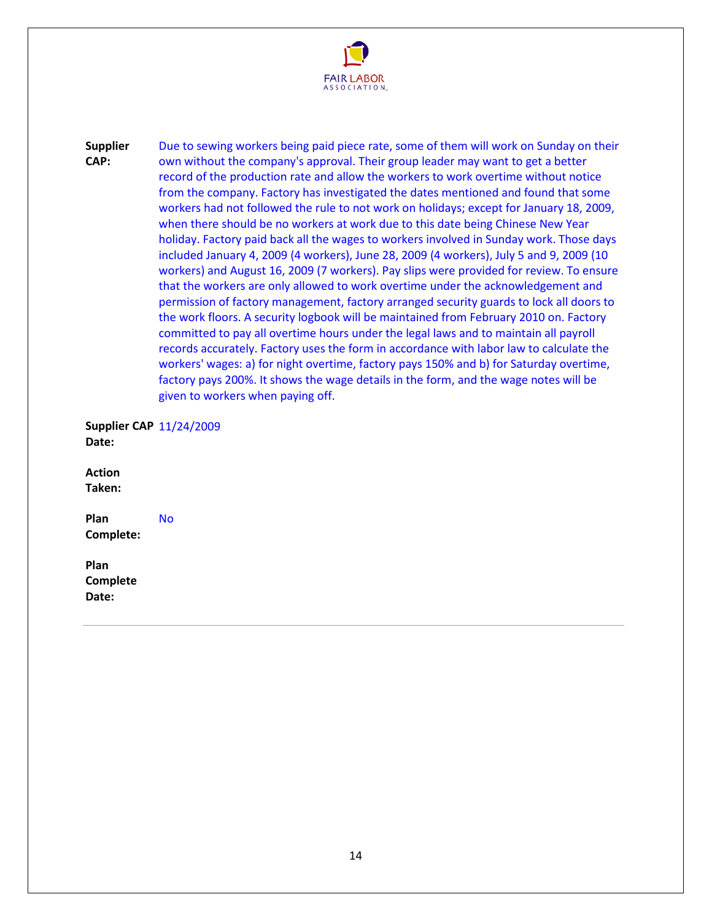**Supplier CAP:** Due to sewing workers being paid piece rate, some of them will work on Sunday on their own without the company's approval. Their group leader may want to get a better record of the production rate and allow the workers to work overtime without notice from the company. Factory has investigated the dates mentioned and found that some workers had not followed the rule to not work on holidays; except for January 18, 2009, when there should be no workers at work due to this date being Chinese New Year holiday. Factory paid back all the wages to workers involved in Sunday work. Those days included January 4, 2009 (4 workers), June 28, 2009 (4 workers), July 5 and 9, 2009 (10 workers) and August 16, 2009 (7 workers). Pay slips were provided for review. To ensure that the workers are only allowed to work overtime under the acknowledgement and permission of factory management, factory arranged security guards to lock all doors to the work floors. A security logbook will be maintained from February 2010 on. Factory committed to pay all overtime hours under the legal laws and to maintain all payroll records accurately. Factory uses the form in accordance with labor law to calculate the workers' wages: a) for night overtime, factory pays 150% and b) for Saturday overtime, factory pays 200%. It shows the wage details in the form, and the wage notes will be given to workers when paying off.

**Supplier CAP Date:** 11/24/2009

**Action Taken:**

**Plan Complete:** No

**Plan Complete Date:**

---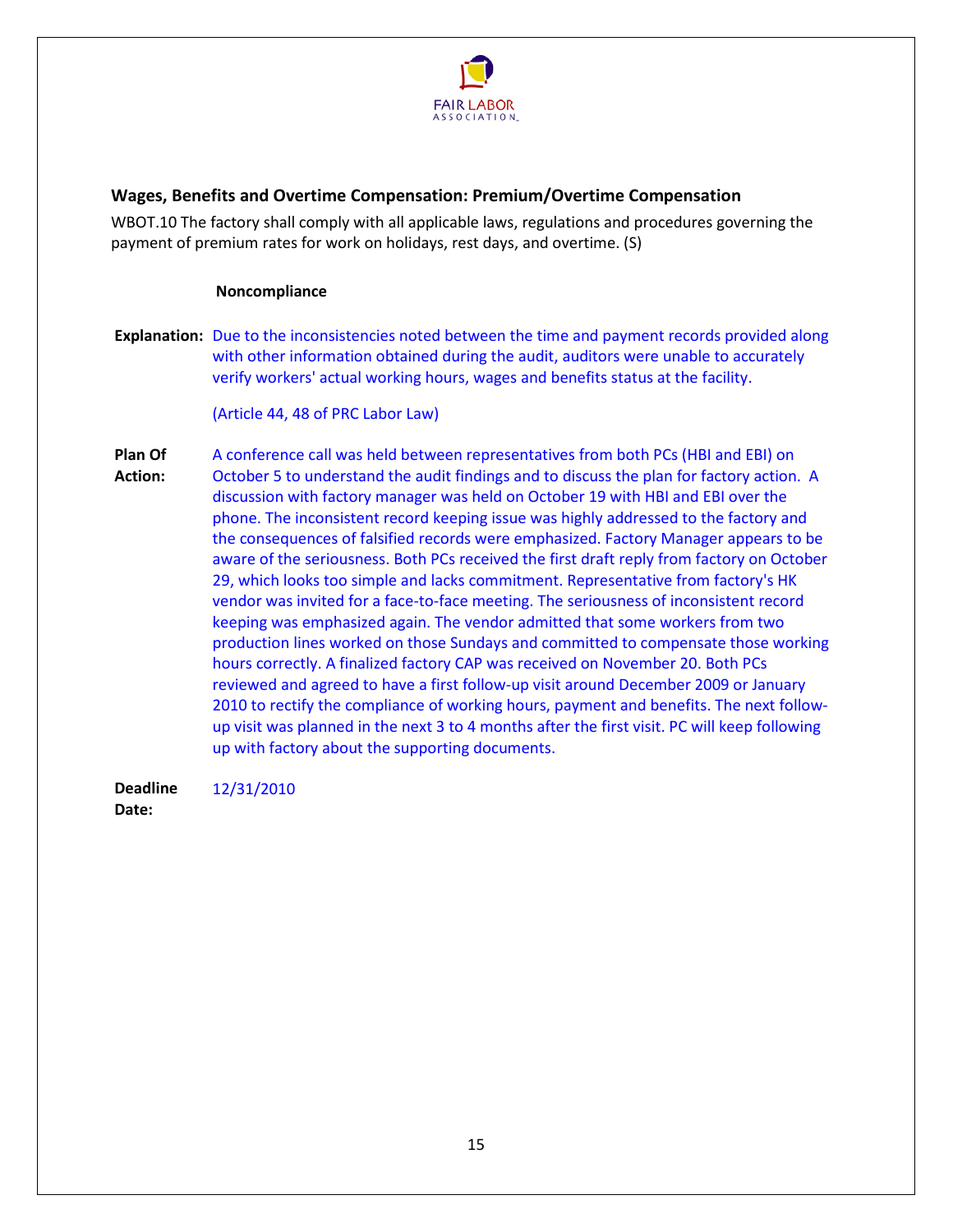## Wages, Benefits and Overtime Compensation: Premium/Overtime Compensation

WBOT.10 The factory shall comply with all applicable laws, regulations and procedures governing the payment of premium rates for work on holidays, rest days, and overtime. (S)

**Noncompliance**

**Explanation:** Due to the inconsistencies noted between the time and payment records provided along with other information obtained during the audit, auditors were unable to accurately verify workers' actual working hours, wages and benefits status at the facility.

(Article 44, 48 of PRC Labor Law)

**Plan Of Action:** A conference call was held between representatives from both PCs (HBI and EBI) on October 5 to understand the audit findings and to discuss the plan for factory action. A discussion with factory manager was held on October 19 with HBI and EBI over the phone. The inconsistent record keeping issue was highly addressed to the factory and the consequences of falsified records were emphasized. Factory Manager appears to be aware of the seriousness. Both PCs received the first draft reply from factory on October 29, which looks too simple and lacks commitment. Representative from factory's HK vendor was invited for a face-to-face meeting. The seriousness of inconsistent record keeping was emphasized again. The vendor admitted that some workers from two production lines worked on those Sundays and committed to compensate those working hours correctly. A finalized factory CAP was received on November 20. Both PCs reviewed and agreed to have a first follow-up visit around December 2009 or January 2010 to rectify the compliance of working hours, payment and benefits. The next follow-up visit was planned in the next 3 to 4 months after the first visit. PC will keep following up with factory about the supporting documents.

**Deadline Date:** 12/31/2010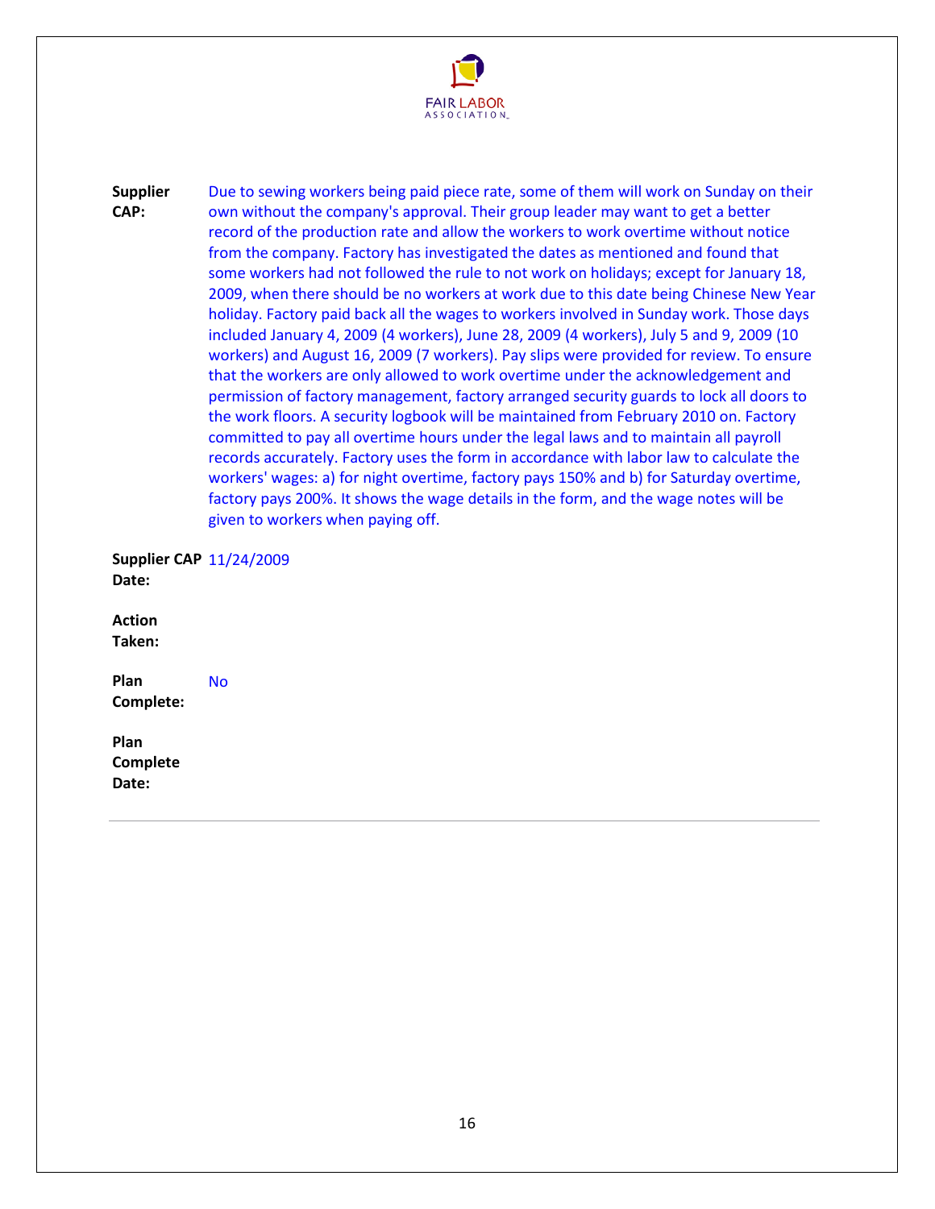**Supplier CAP:** Due to sewing workers being paid piece rate, some of them will work on Sunday on their own without the company's approval. Their group leader may want to get a better record of the production rate and allow the workers to work overtime without notice from the company. Factory has investigated the dates as mentioned and found that some workers had not followed the rule to not work on holidays; except for January 18, 2009, when there should be no workers at work due to this date being Chinese New Year holiday. Factory paid back all the wages to workers involved in Sunday work. Those days included January 4, 2009 (4 workers), June 28, 2009 (4 workers), July 5 and 9, 2009 (10 workers) and August 16, 2009 (7 workers). Pay slips were provided for review. To ensure that the workers are only allowed to work overtime under the acknowledgement and permission of factory management, factory arranged security guards to lock all doors to the work floors. A security logbook will be maintained from February 2010 on. Factory committed to pay all overtime hours under the legal laws and to maintain all payroll records accurately. Factory uses the form in accordance with labor law to calculate the workers' wages: a) for night overtime, factory pays 150% and b) for Saturday overtime, factory pays 200%. It shows the wage details in the form, and the wage notes will be given to workers when paying off.

**Supplier CAP Date:** 11/24/2009

**Action Taken:**

**Plan Complete:** No

**Plan Complete Date:**

---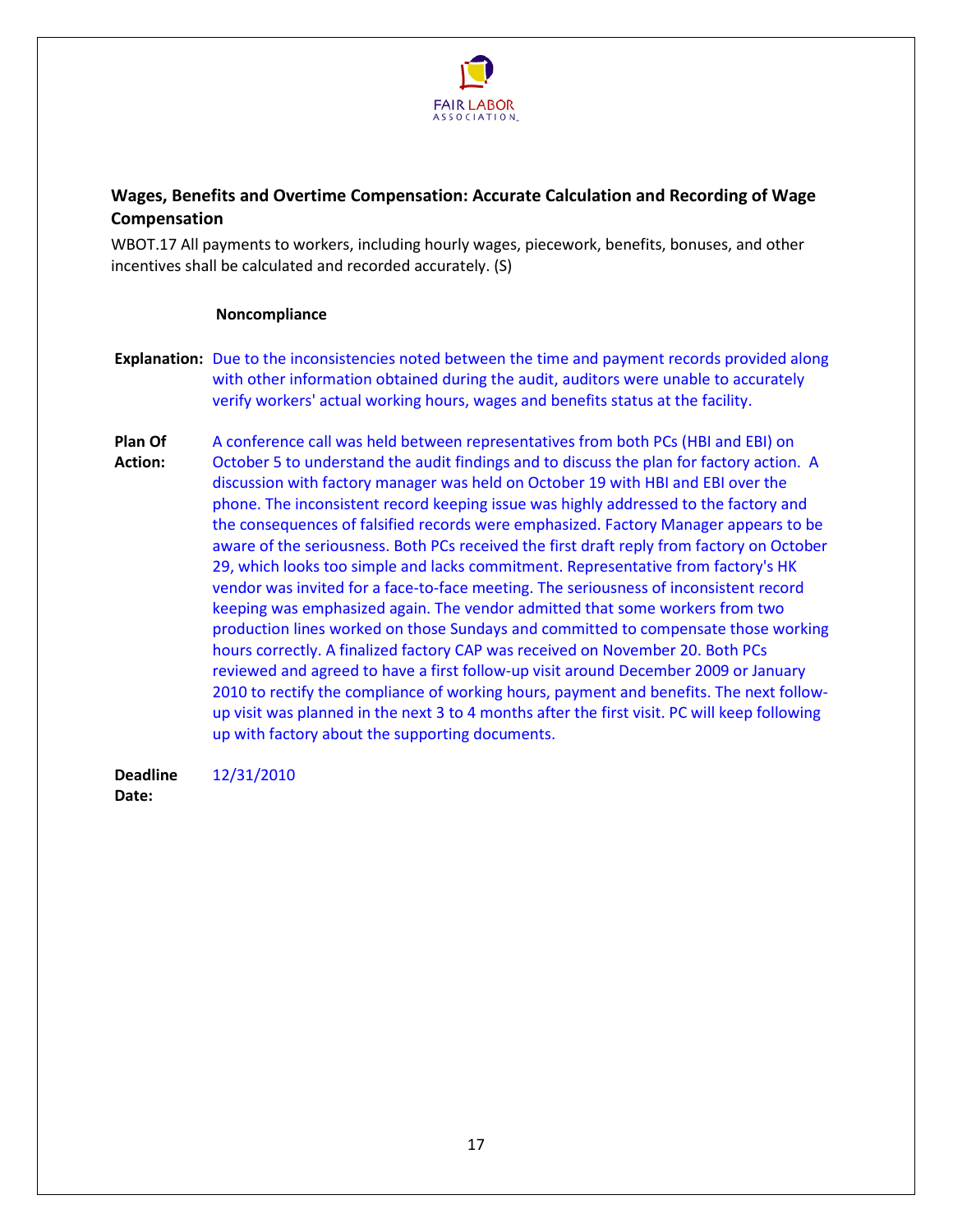## Wages, Benefits and Overtime Compensation: Accurate Calculation and Recording of Wage Compensation

WBOT.17 All payments to workers, including hourly wages, piecework, benefits, bonuses, and other incentives shall be calculated and recorded accurately. (S)

**Noncompliance**

**Explanation:** Due to the inconsistencies noted between the time and payment records provided along with other information obtained during the audit, auditors were unable to accurately verify workers' actual working hours, wages and benefits status at the facility.

**Plan Of Action:** A conference call was held between representatives from both PCs (HBI and EBI) on October 5 to understand the audit findings and to discuss the plan for factory action. A discussion with factory manager was held on October 19 with HBI and EBI over the phone. The inconsistent record keeping issue was highly addressed to the factory and the consequences of falsified records were emphasized. Factory Manager appears to be aware of the seriousness. Both PCs received the first draft reply from factory on October 29, which looks too simple and lacks commitment. Representative from factory's HK vendor was invited for a face-to-face meeting. The seriousness of inconsistent record keeping was emphasized again. The vendor admitted that some workers from two production lines worked on those Sundays and committed to compensate those working hours correctly. A finalized factory CAP was received on November 20. Both PCs reviewed and agreed to have a first follow-up visit around December 2009 or January 2010 to rectify the compliance of working hours, payment and benefits. The next follow-up visit was planned in the next 3 to 4 months after the first visit. PC will keep following up with factory about the supporting documents.

**Deadline Date:** 12/31/2010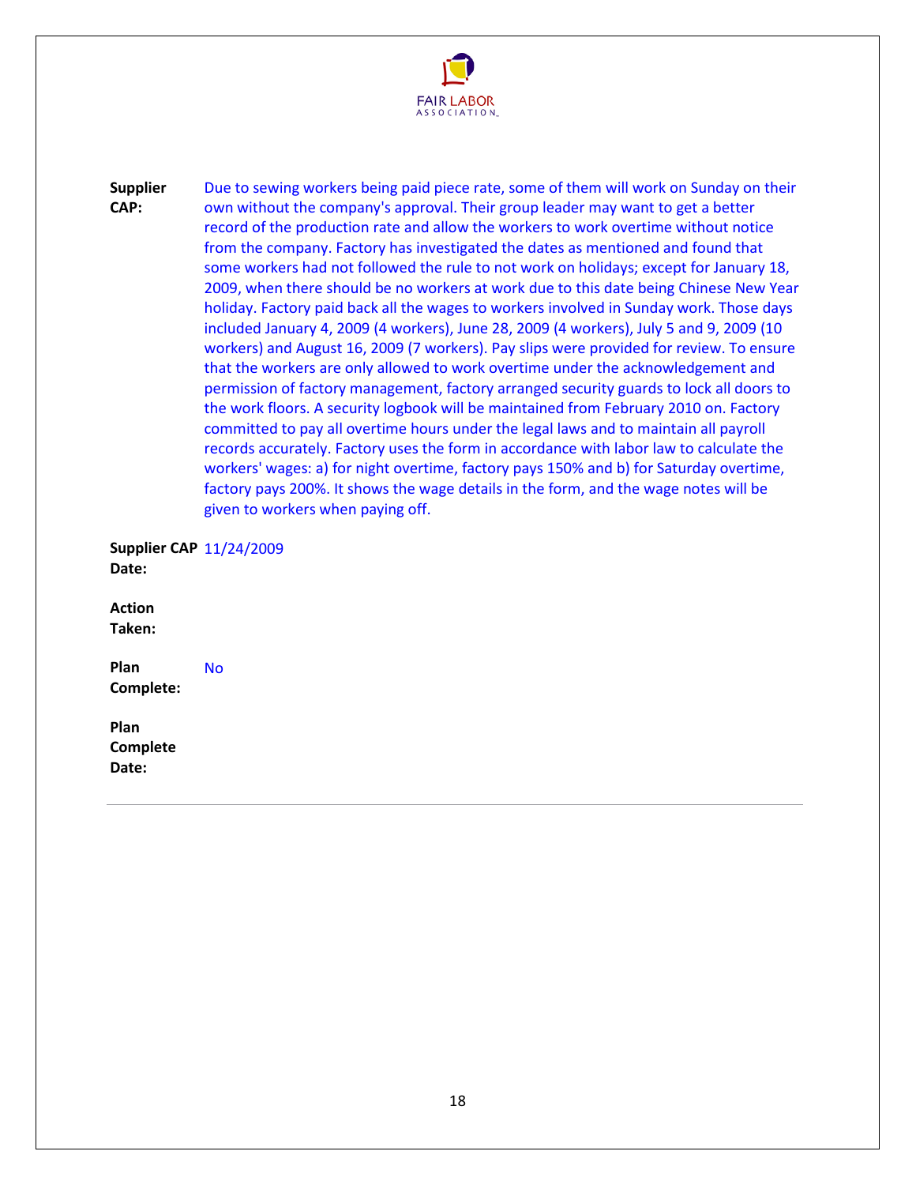**Supplier CAP:** Due to sewing workers being paid piece rate, some of them will work on Sunday on their own without the company's approval. Their group leader may want to get a better record of the production rate and allow the workers to work overtime without notice from the company. Factory has investigated the dates as mentioned and found that some workers had not followed the rule to not work on holidays; except for January 18, 2009, when there should be no workers at work due to this date being Chinese New Year holiday. Factory paid back all the wages to workers involved in Sunday work. Those days included January 4, 2009 (4 workers), June 28, 2009 (4 workers), July 5 and 9, 2009 (10 workers) and August 16, 2009 (7 workers). Pay slips were provided for review. To ensure that the workers are only allowed to work overtime under the acknowledgement and permission of factory management, factory arranged security guards to lock all doors to the work floors. A security logbook will be maintained from February 2010 on. Factory committed to pay all overtime hours under the legal laws and to maintain all payroll records accurately. Factory uses the form in accordance with labor law to calculate the workers' wages: a) for night overtime, factory pays 150% and b) for Saturday overtime, factory pays 200%. It shows the wage details in the form, and the wage notes will be given to workers when paying off.

**Supplier CAP Date:** 11/24/2009

**Action Taken:**

**Plan Complete:** No

**Plan Complete Date:**

---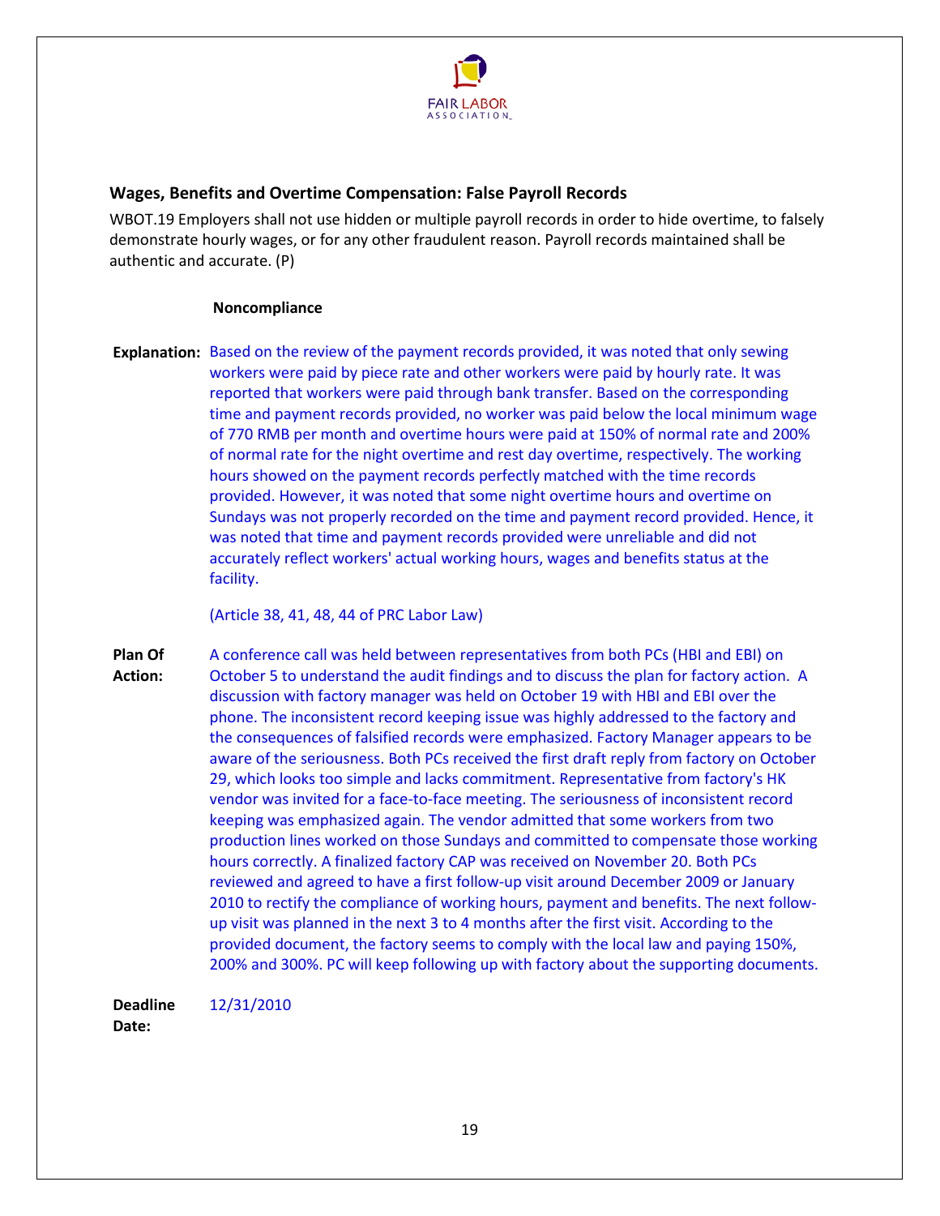## Wages, Benefits and Overtime Compensation: False Payroll Records

WBOT.19 Employers shall not use hidden or multiple payroll records in order to hide overtime, to falsely demonstrate hourly wages, or for any other fraudulent reason. Payroll records maintained shall be authentic and accurate. (P)

**Noncompliance**

**Explanation:** Based on the review of the payment records provided, it was noted that only sewing workers were paid by piece rate and other workers were paid by hourly rate. It was reported that workers were paid through bank transfer. Based on the corresponding time and payment records provided, no worker was paid below the local minimum wage of 770 RMB per month and overtime hours were paid at 150% of normal rate and 200% of normal rate for the night overtime and rest day overtime, respectively. The working hours showed on the payment records perfectly matched with the time records provided. However, it was noted that some night overtime hours and overtime on Sundays was not properly recorded on the time and payment record provided. Hence, it was noted that time and payment records provided were unreliable and did not accurately reflect workers' actual working hours, wages and benefits status at the facility.

(Article 38, 41, 48, 44 of PRC Labor Law)

**Plan Of Action:** A conference call was held between representatives from both PCs (HBI and EBI) on October 5 to understand the audit findings and to discuss the plan for factory action. A discussion with factory manager was held on October 19 with HBI and EBI over the phone. The inconsistent record keeping issue was highly addressed to the factory and the consequences of falsified records were emphasized. Factory Manager appears to be aware of the seriousness. Both PCs received the first draft reply from factory on October 29, which looks too simple and lacks commitment. Representative from factory's HK vendor was invited for a face-to-face meeting. The seriousness of inconsistent record keeping was emphasized again. The vendor admitted that some workers from two production lines worked on those Sundays and committed to compensate those working hours correctly. A finalized factory CAP was received on November 20. Both PCs reviewed and agreed to have a first follow-up visit around December 2009 or January 2010 to rectify the compliance of working hours, payment and benefits. The next follow-up visit was planned in the next 3 to 4 months after the first visit. According to the provided document, the factory seems to comply with the local law and paying 150%, 200% and 300%. PC will keep following up with factory about the supporting documents.

**Deadline Date:** 12/31/2010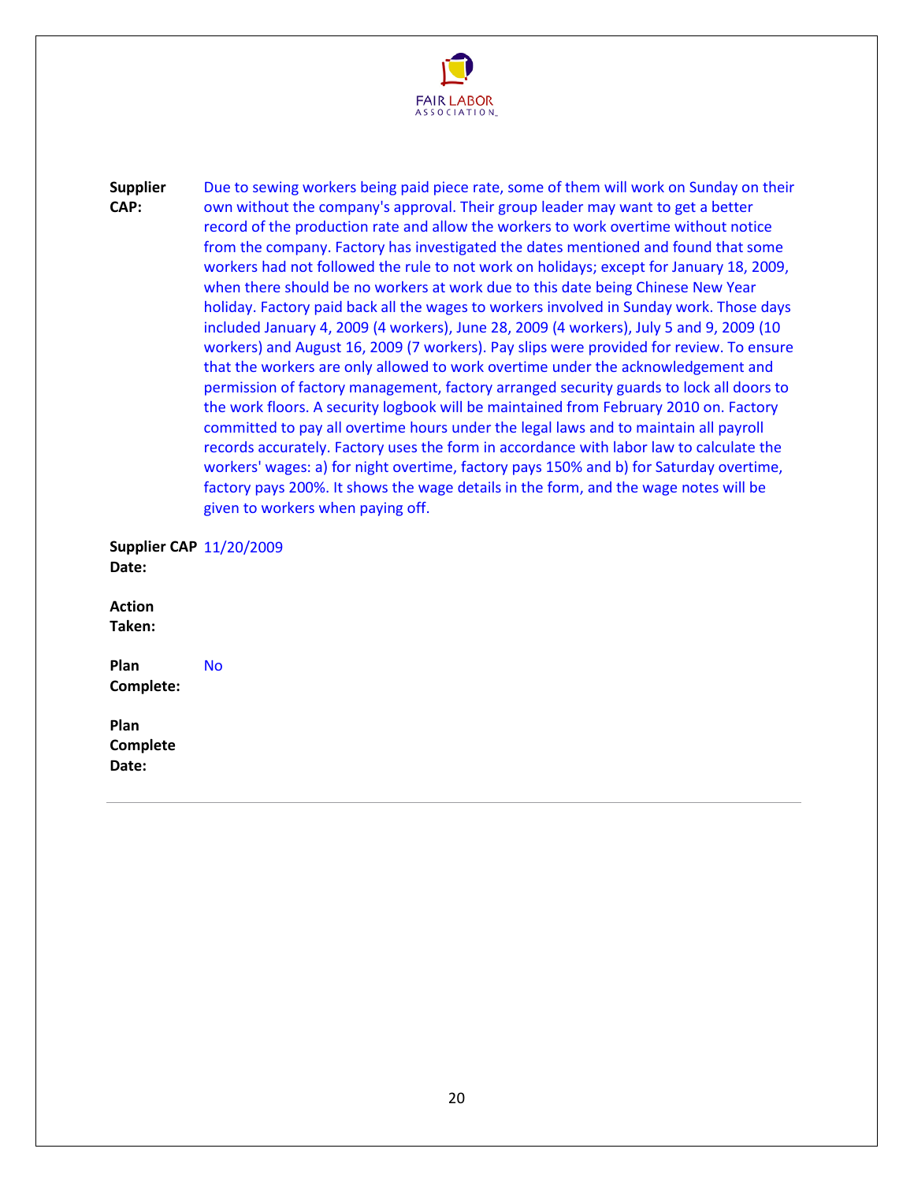**Supplier CAP:** Due to sewing workers being paid piece rate, some of them will work on Sunday on their own without the company's approval. Their group leader may want to get a better record of the production rate and allow the workers to work overtime without notice from the company. Factory has investigated the dates mentioned and found that some workers had not followed the rule to not work on holidays; except for January 18, 2009, when there should be no workers at work due to this date being Chinese New Year holiday. Factory paid back all the wages to workers involved in Sunday work. Those days included January 4, 2009 (4 workers), June 28, 2009 (4 workers), July 5 and 9, 2009 (10 workers) and August 16, 2009 (7 workers). Pay slips were provided for review. To ensure that the workers are only allowed to work overtime under the acknowledgement and permission of factory management, factory arranged security guards to lock all doors to the work floors. A security logbook will be maintained from February 2010 on. Factory committed to pay all overtime hours under the legal laws and to maintain all payroll records accurately. Factory uses the form in accordance with labor law to calculate the workers' wages: a) for night overtime, factory pays 150% and b) for Saturday overtime, factory pays 200%. It shows the wage details in the form, and the wage notes will be given to workers when paying off.

**Supplier CAP Date:** 11/20/2009

**Action Taken:**

**Plan Complete:** No

**Plan Complete Date:**

---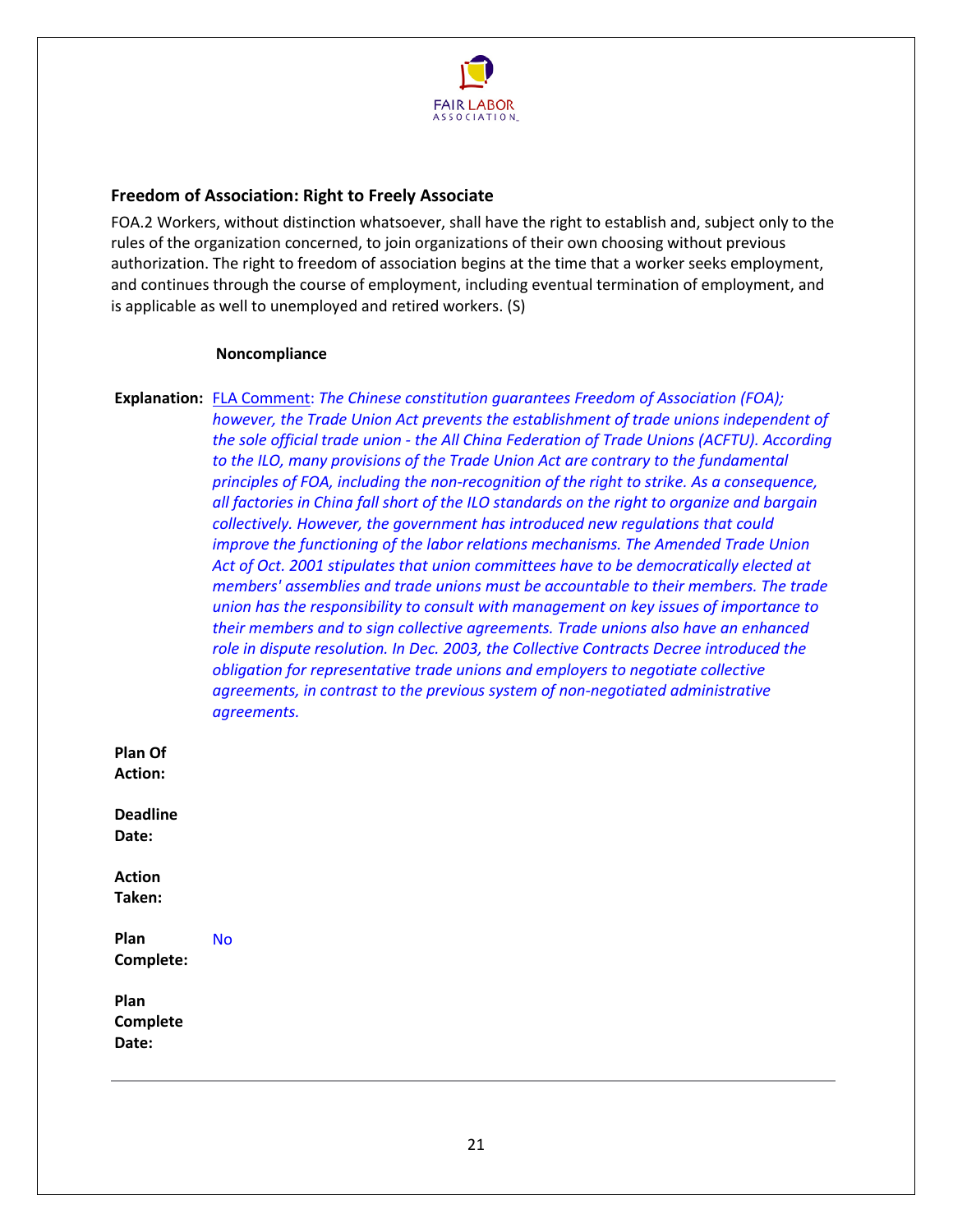## Freedom of Association: Right to Freely Associate

FOA.2 Workers, without distinction whatsoever, shall have the right to establish and, subject only to the rules of the organization concerned, to join organizations of their own choosing without previous authorization. The right to freedom of association begins at the time that a worker seeks employment, and continues through the course of employment, including eventual termination of employment, and is applicable as well to unemployed and retired workers. (S)

**Noncompliance**

**Explanation:** FLA Comment: *The Chinese constitution guarantees Freedom of Association (FOA); however, the Trade Union Act prevents the establishment of trade unions independent of the sole official trade union - the All China Federation of Trade Unions (ACFTU). According to the ILO, many provisions of the Trade Union Act are contrary to the fundamental principles of FOA, including the non-recognition of the right to strike. As a consequence, all factories in China fall short of the ILO standards on the right to organize and bargain collectively. However, the government has introduced new regulations that could improve the functioning of the labor relations mechanisms. The Amended Trade Union Act of Oct. 2001 stipulates that union committees have to be democratically elected at members' assemblies and trade unions must be accountable to their members. The trade union has the responsibility to consult with management on key issues of importance to their members and to sign collective agreements. Trade unions also have an enhanced role in dispute resolution. In Dec. 2003, the Collective Contracts Decree introduced the obligation for representative trade unions and employers to negotiate collective agreements, in contrast to the previous system of non-negotiated administrative agreements.*

**Plan Of Action:**

**Deadline Date:**

**Action Taken:**

**Plan Complete:** No

**Plan Complete Date:**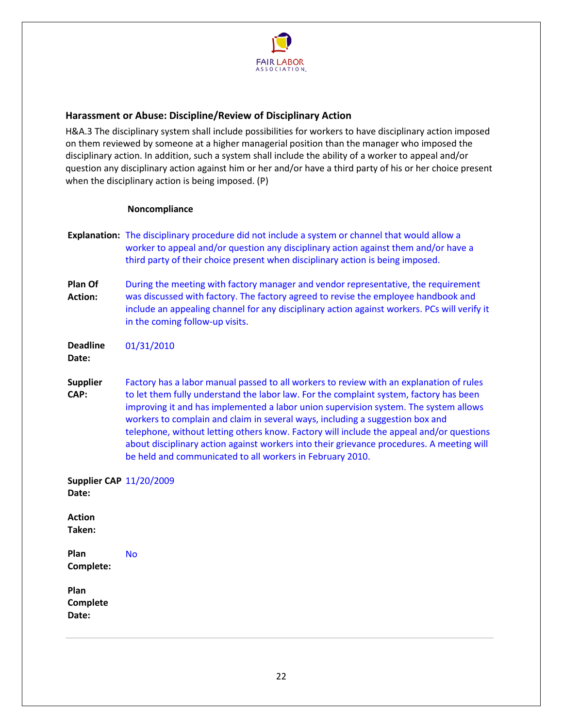### Harassment or Abuse: Discipline/Review of Disciplinary Action

H&A.3 The disciplinary system shall include possibilities for workers to have disciplinary action imposed on them reviewed by someone at a higher managerial position than the manager who imposed the disciplinary action. In addition, such a system shall include the ability of a worker to appeal and/or question any disciplinary action against him or her and/or have a third party of his or her choice present when the disciplinary action is being imposed. (P)

**Noncompliance**

**Explanation:** The disciplinary procedure did not include a system or channel that would allow a worker to appeal and/or question any disciplinary action against them and/or have a third party of their choice present when disciplinary action is being imposed.

**Plan Of Action:** During the meeting with factory manager and vendor representative, the requirement was discussed with factory. The factory agreed to revise the employee handbook and include an appealing channel for any disciplinary action against workers. PCs will verify it in the coming follow-up visits.

**Deadline Date:** 01/31/2010

**Supplier CAP:** Factory has a labor manual passed to all workers to review with an explanation of rules to let them fully understand the labor law. For the complaint system, factory has been improving it and has implemented a labor union supervision system. The system allows workers to complain and claim in several ways, including a suggestion box and telephone, without letting others know. Factory will include the appeal and/or questions about disciplinary action against workers into their grievance procedures. A meeting will be held and communicated to all workers in February 2010.

**Supplier CAP Date:** 11/20/2009

**Action Taken:**

**Plan Complete:** No

**Plan Complete Date:**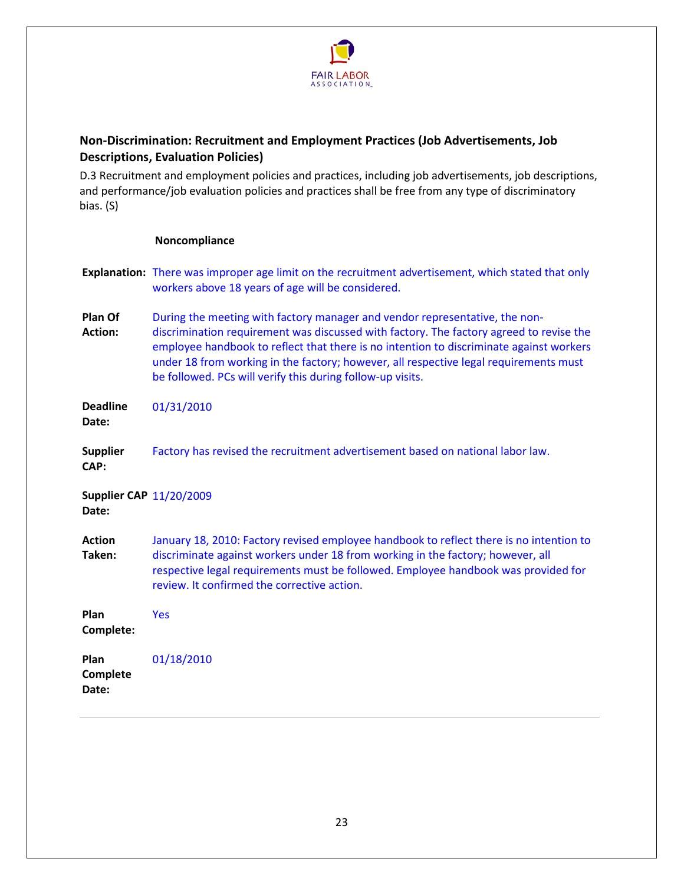## Non-Discrimination: Recruitment and Employment Practices (Job Advertisements, Job Descriptions, Evaluation Policies)

D.3 Recruitment and employment policies and practices, including job advertisements, job descriptions, and performance/job evaluation policies and practices shall be free from any type of discriminatory bias. (S)

**Noncompliance**

**Explanation:** There was improper age limit on the recruitment advertisement, which stated that only workers above 18 years of age will be considered.

**Plan Of Action:** During the meeting with factory manager and vendor representative, the non-discrimination requirement was discussed with factory. The factory agreed to revise the employee handbook to reflect that there is no intention to discriminate against workers under 18 from working in the factory; however, all respective legal requirements must be followed. PCs will verify this during follow-up visits.

**Deadline Date:** 01/31/2010

**Supplier CAP:** Factory has revised the recruitment advertisement based on national labor law.

**Supplier CAP Date:** 11/20/2009

**Action Taken:** January 18, 2010: Factory revised employee handbook to reflect there is no intention to discriminate against workers under 18 from working in the factory; however, all respective legal requirements must be followed. Employee handbook was provided for review. It confirmed the corrective action.

**Plan Complete:** Yes

**Plan Complete Date:** 01/18/2010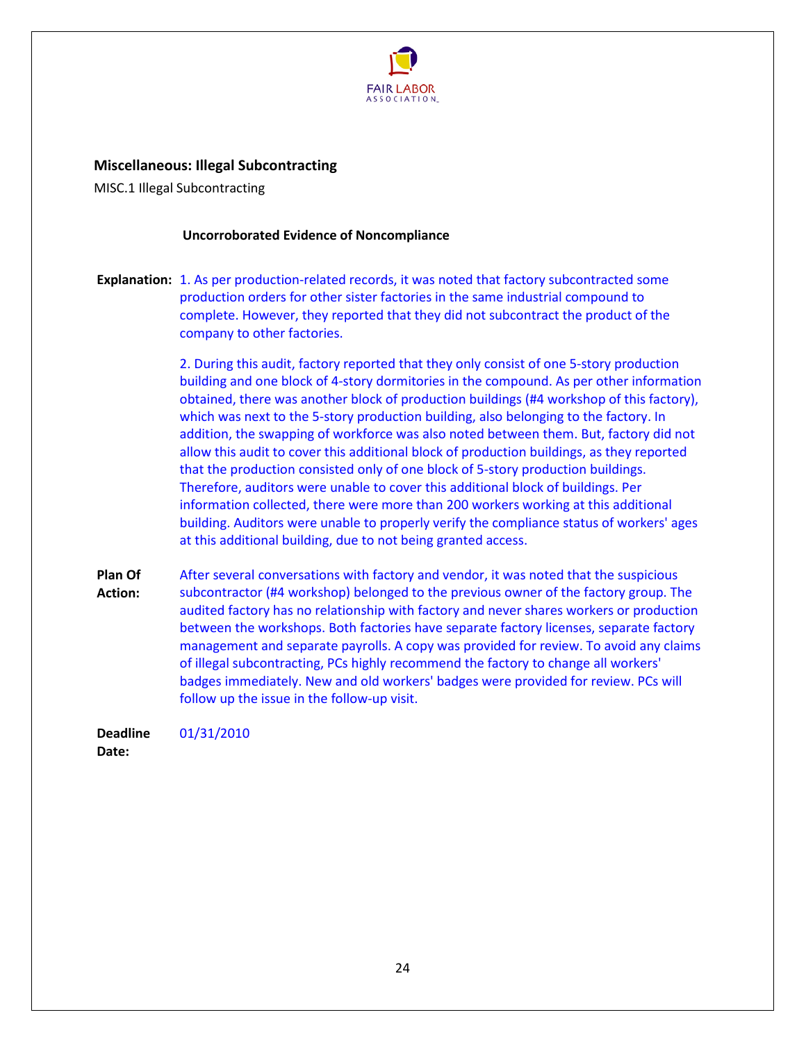## Miscellaneous: Illegal Subcontracting

MISC.1 Illegal Subcontracting

**Uncorroborated Evidence of Noncompliance**

**Explanation:** 1. As per production-related records, it was noted that factory subcontracted some production orders for other sister factories in the same industrial compound to complete. However, they reported that they did not subcontract the product of the company to other factories.

2. During this audit, factory reported that they only consist of one 5-story production building and one block of 4-story dormitories in the compound. As per other information obtained, there was another block of production buildings (#4 workshop of this factory), which was next to the 5-story production building, also belonging to the factory. In addition, the swapping of workforce was also noted between them. But, factory did not allow this audit to cover this additional block of production buildings, as they reported that the production consisted only of one block of 5-story production buildings. Therefore, auditors were unable to cover this additional block of buildings. Per information collected, there were more than 200 workers working at this additional building. Auditors were unable to properly verify the compliance status of workers' ages at this additional building, due to not being granted access.

**Plan Of Action:** After several conversations with factory and vendor, it was noted that the suspicious subcontractor (#4 workshop) belonged to the previous owner of the factory group. The audited factory has no relationship with factory and never shares workers or production between the workshops. Both factories have separate factory licenses, separate factory management and separate payrolls. A copy was provided for review. To avoid any claims of illegal subcontracting, PCs highly recommend the factory to change all workers' badges immediately. New and old workers' badges were provided for review. PCs will follow up the issue in the follow-up visit.

**Deadline Date:** 01/31/2010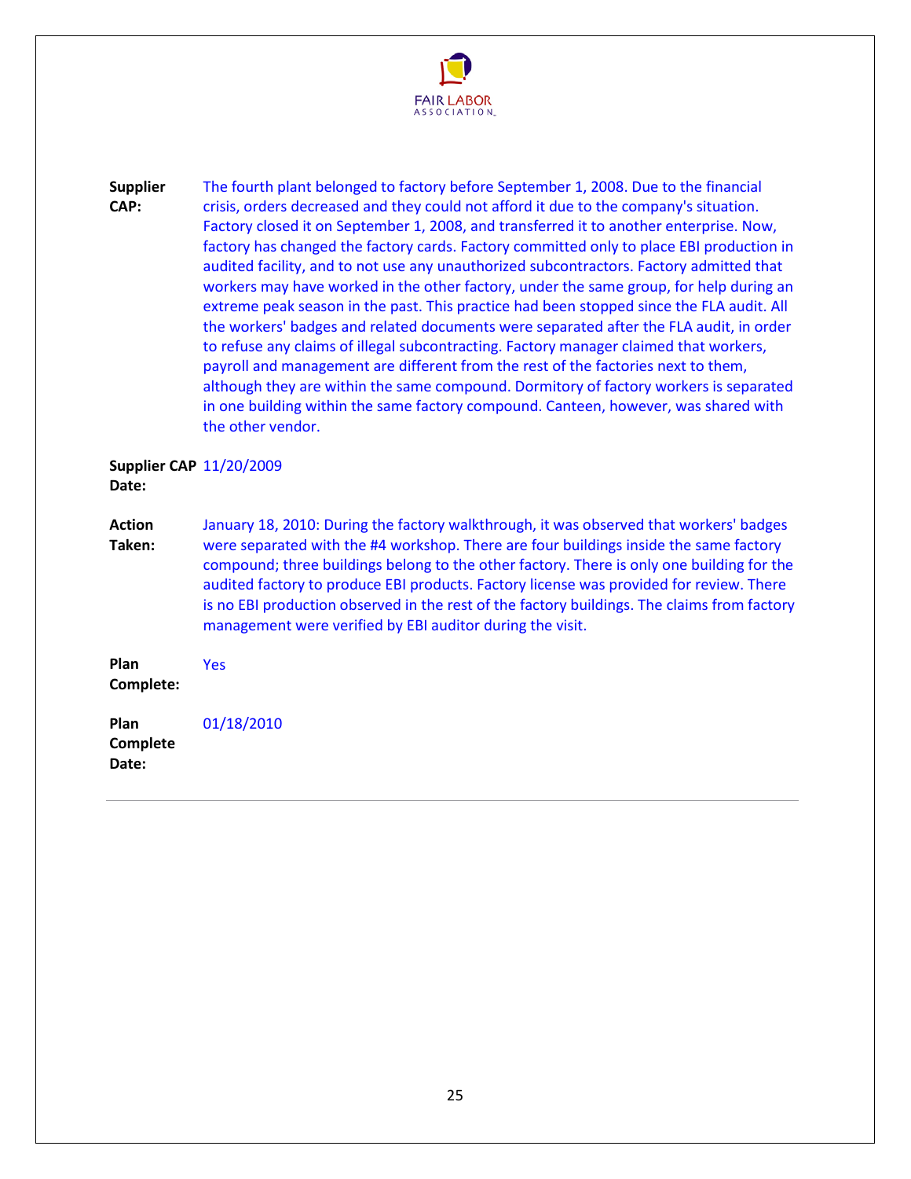**Supplier CAP:** The fourth plant belonged to factory before September 1, 2008. Due to the financial crisis, orders decreased and they could not afford it due to the company's situation. Factory closed it on September 1, 2008, and transferred it to another enterprise. Now, factory has changed the factory cards. Factory committed only to place EBI production in audited facility, and to not use any unauthorized subcontractors. Factory admitted that workers may have worked in the other factory, under the same group, for help during an extreme peak season in the past. This practice had been stopped since the FLA audit. All the workers' badges and related documents were separated after the FLA audit, in order to refuse any claims of illegal subcontracting. Factory manager claimed that workers, payroll and management are different from the rest of the factories next to them, although they are within the same compound. Dormitory of factory workers is separated in one building within the same factory compound. Canteen, however, was shared with the other vendor.

**Supplier CAP Date:** 11/20/2009

**Action Taken:** January 18, 2010: During the factory walkthrough, it was observed that workers' badges were separated with the #4 workshop. There are four buildings inside the same factory compound; three buildings belong to the other factory. There is only one building for the audited factory to produce EBI products. Factory license was provided for review. There is no EBI production observed in the rest of the factory buildings. The claims from factory management were verified by EBI auditor during the visit.

**Plan Complete:** Yes

**Plan Complete Date:** 01/18/2010

---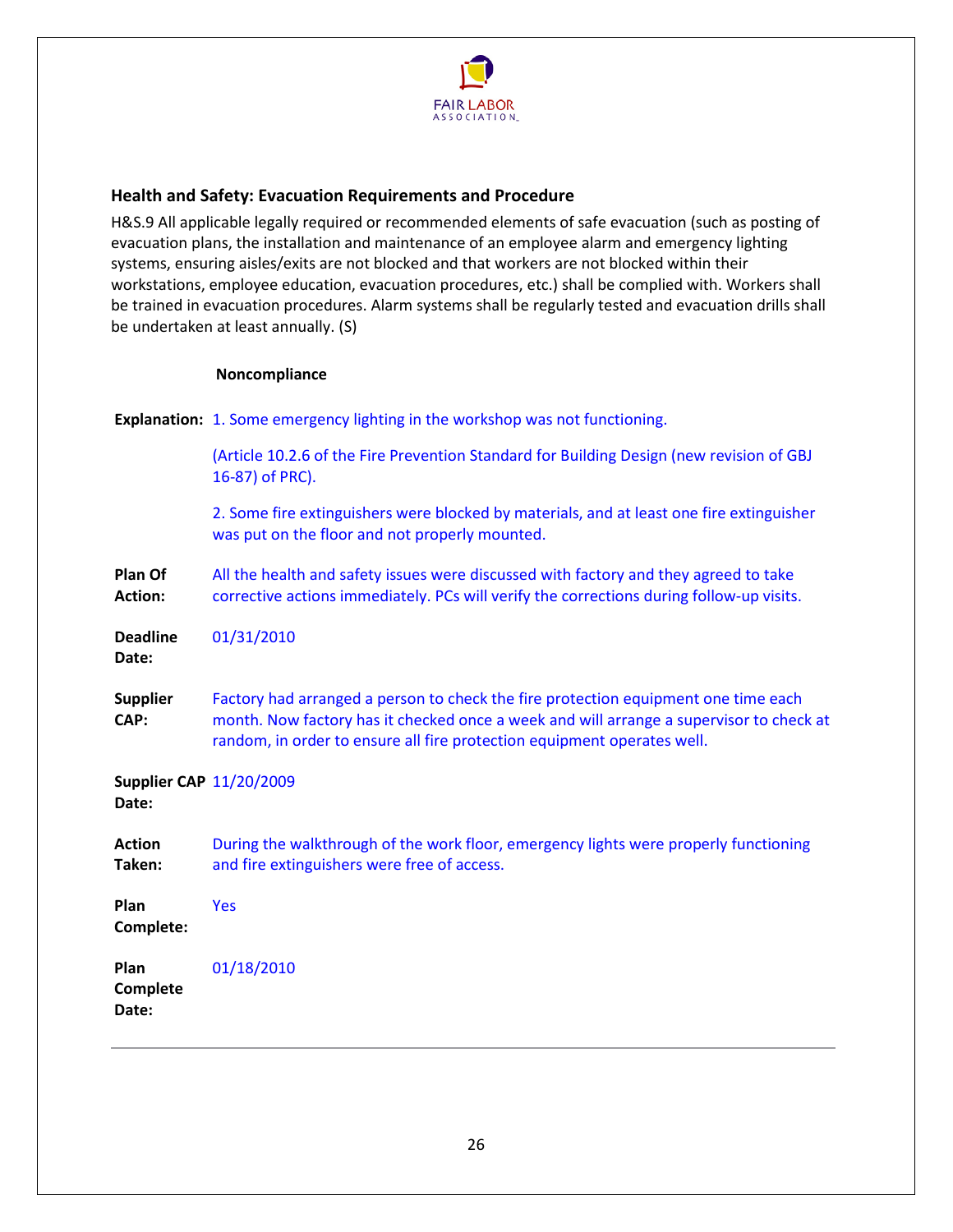## Health and Safety: Evacuation Requirements and Procedure

H&S.9 All applicable legally required or recommended elements of safe evacuation (such as posting of evacuation plans, the installation and maintenance of an employee alarm and emergency lighting systems, ensuring aisles/exits are not blocked and that workers are not blocked within their workstations, employee education, evacuation procedures, etc.) shall be complied with. Workers shall be trained in evacuation procedures. Alarm systems shall be regularly tested and evacuation drills shall be undertaken at least annually. (S)

**Noncompliance**

**Explanation:** 1. Some emergency lighting in the workshop was not functioning.

(Article 10.2.6 of the Fire Prevention Standard for Building Design (new revision of GBJ 16-87) of PRC).

2. Some fire extinguishers were blocked by materials, and at least one fire extinguisher was put on the floor and not properly mounted.

**Plan Of Action:** All the health and safety issues were discussed with factory and they agreed to take corrective actions immediately. PCs will verify the corrections during follow-up visits.

**Deadline Date:** 01/31/2010

**Supplier CAP:** Factory had arranged a person to check the fire protection equipment one time each month. Now factory has it checked once a week and will arrange a supervisor to check at random, in order to ensure all fire protection equipment operates well.

**Supplier CAP Date:** 11/20/2009

**Action Taken:** During the walkthrough of the work floor, emergency lights were properly functioning and fire extinguishers were free of access.

**Plan Complete:** Yes

**Plan Complete Date:** 01/18/2010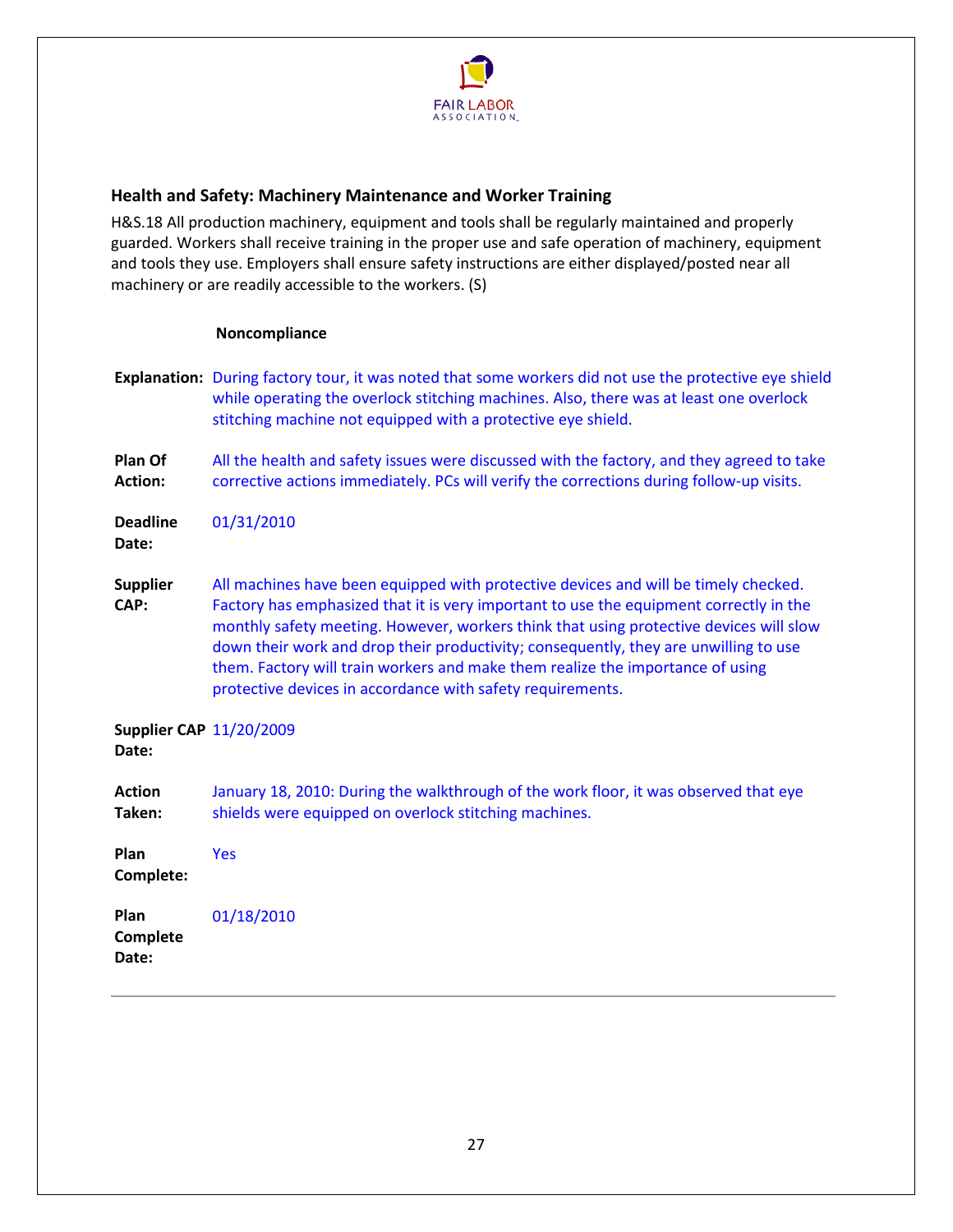### Health and Safety: Machinery Maintenance and Worker Training

H&S.18 All production machinery, equipment and tools shall be regularly maintained and properly guarded. Workers shall receive training in the proper use and safe operation of machinery, equipment and tools they use. Employers shall ensure safety instructions are either displayed/posted near all machinery or are readily accessible to the workers. (S)

**Noncompliance**

**Explanation:** During factory tour, it was noted that some workers did not use the protective eye shield while operating the overlock stitching machines. Also, there was at least one overlock stitching machine not equipped with a protective eye shield.

**Plan Of Action:** All the health and safety issues were discussed with the factory, and they agreed to take corrective actions immediately. PCs will verify the corrections during follow-up visits.

**Deadline Date:** 01/31/2010

**Supplier CAP:** All machines have been equipped with protective devices and will be timely checked. Factory has emphasized that it is very important to use the equipment correctly in the monthly safety meeting. However, workers think that using protective devices will slow down their work and drop their productivity; consequently, they are unwilling to use them. Factory will train workers and make them realize the importance of using protective devices in accordance with safety requirements.

**Supplier CAP Date:** 11/20/2009

**Action Taken:** January 18, 2010: During the walkthrough of the work floor, it was observed that eye shields were equipped on overlock stitching machines.

**Plan Complete:** Yes

**Plan Complete Date:** 01/18/2010

---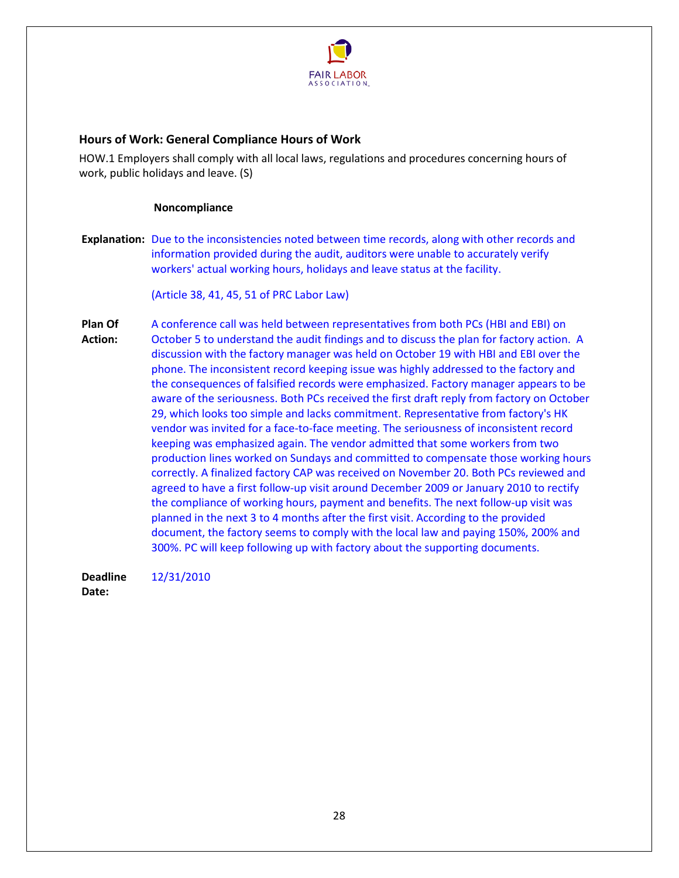### Hours of Work: General Compliance Hours of Work

HOW.1 Employers shall comply with all local laws, regulations and procedures concerning hours of work, public holidays and leave. (S)

**Noncompliance**

**Explanation:** Due to the inconsistencies noted between time records, along with other records and information provided during the audit, auditors were unable to accurately verify workers' actual working hours, holidays and leave status at the facility.

(Article 38, 41, 45, 51 of PRC Labor Law)

**Plan Of Action:** A conference call was held between representatives from both PCs (HBI and EBI) on October 5 to understand the audit findings and to discuss the plan for factory action. A discussion with the factory manager was held on October 19 with HBI and EBI over the phone. The inconsistent record keeping issue was highly addressed to the factory and the consequences of falsified records were emphasized. Factory manager appears to be aware of the seriousness. Both PCs received the first draft reply from factory on October 29, which looks too simple and lacks commitment. Representative from factory's HK vendor was invited for a face-to-face meeting. The seriousness of inconsistent record keeping was emphasized again. The vendor admitted that some workers from two production lines worked on Sundays and committed to compensate those working hours correctly. A finalized factory CAP was received on November 20. Both PCs reviewed and agreed to have a first follow-up visit around December 2009 or January 2010 to rectify the compliance of working hours, payment and benefits. The next follow-up visit was planned in the next 3 to 4 months after the first visit. According to the provided document, the factory seems to comply with the local law and paying 150%, 200% and 300%. PC will keep following up with factory about the supporting documents.

**Deadline Date:** 12/31/2010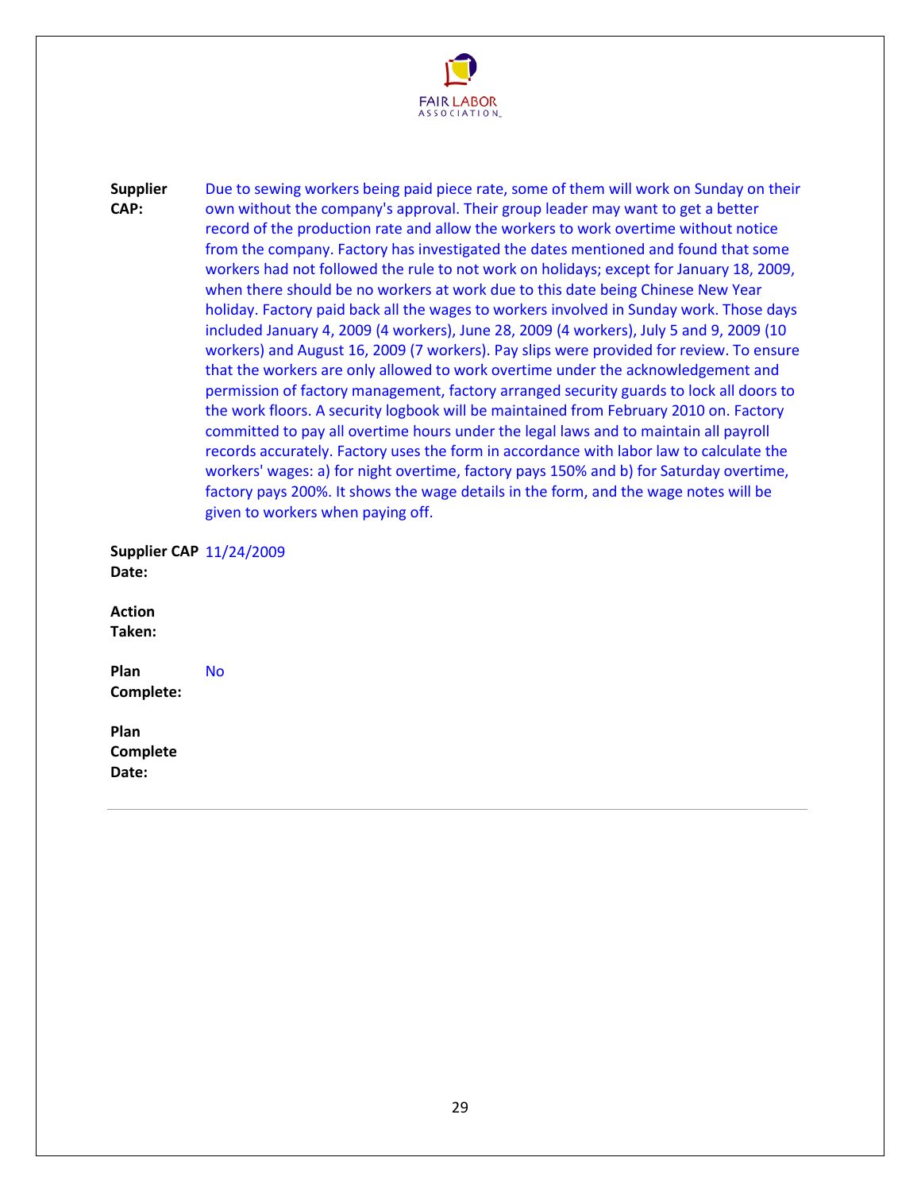**Supplier CAP:** Due to sewing workers being paid piece rate, some of them will work on Sunday on their own without the company's approval. Their group leader may want to get a better record of the production rate and allow the workers to work overtime without notice from the company. Factory has investigated the dates mentioned and found that some workers had not followed the rule to not work on holidays; except for January 18, 2009, when there should be no workers at work due to this date being Chinese New Year holiday. Factory paid back all the wages to workers involved in Sunday work. Those days included January 4, 2009 (4 workers), June 28, 2009 (4 workers), July 5 and 9, 2009 (10 workers) and August 16, 2009 (7 workers). Pay slips were provided for review. To ensure that the workers are only allowed to work overtime under the acknowledgement and permission of factory management, factory arranged security guards to lock all doors to the work floors. A security logbook will be maintained from February 2010 on. Factory committed to pay all overtime hours under the legal laws and to maintain all payroll records accurately. Factory uses the form in accordance with labor law to calculate the workers' wages: a) for night overtime, factory pays 150% and b) for Saturday overtime, factory pays 200%. It shows the wage details in the form, and the wage notes will be given to workers when paying off.

**Supplier CAP Date:** 11/24/2009

**Action Taken:**

**Plan Complete:** No

**Plan Complete Date:**

---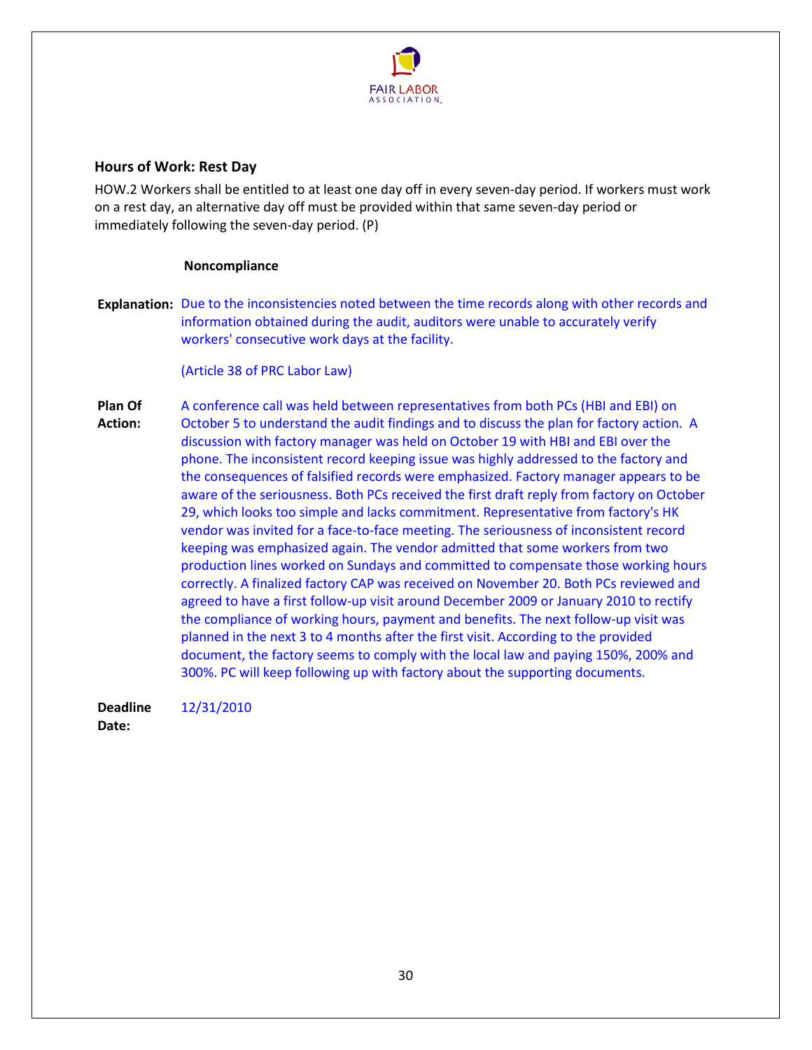## Hours of Work: Rest Day

HOW.2 Workers shall be entitled to at least one day off in every seven-day period. If workers must work on a rest day, an alternative day off must be provided within that same seven-day period or immediately following the seven-day period. (P)

**Noncompliance**

**Explanation:** Due to the inconsistencies noted between the time records along with other records and information obtained during the audit, auditors were unable to accurately verify workers' consecutive work days at the facility.

(Article 38 of PRC Labor Law)

**Plan Of Action:** A conference call was held between representatives from both PCs (HBI and EBI) on October 5 to understand the audit findings and to discuss the plan for factory action. A discussion with factory manager was held on October 19 with HBI and EBI over the phone. The inconsistent record keeping issue was highly addressed to the factory and the consequences of falsified records were emphasized. Factory manager appears to be aware of the seriousness. Both PCs received the first draft reply from factory on October 29, which looks too simple and lacks commitment. Representative from factory's HK vendor was invited for a face-to-face meeting. The seriousness of inconsistent record keeping was emphasized again. The vendor admitted that some workers from two production lines worked on Sundays and committed to compensate those working hours correctly. A finalized factory CAP was received on November 20. Both PCs reviewed and agreed to have a first follow-up visit around December 2009 or January 2010 to rectify the compliance of working hours, payment and benefits. The next follow-up visit was planned in the next 3 to 4 months after the first visit. According to the provided document, the factory seems to comply with the local law and paying 150%, 200% and 300%. PC will keep following up with factory about the supporting documents.

**Deadline Date:** 12/31/2010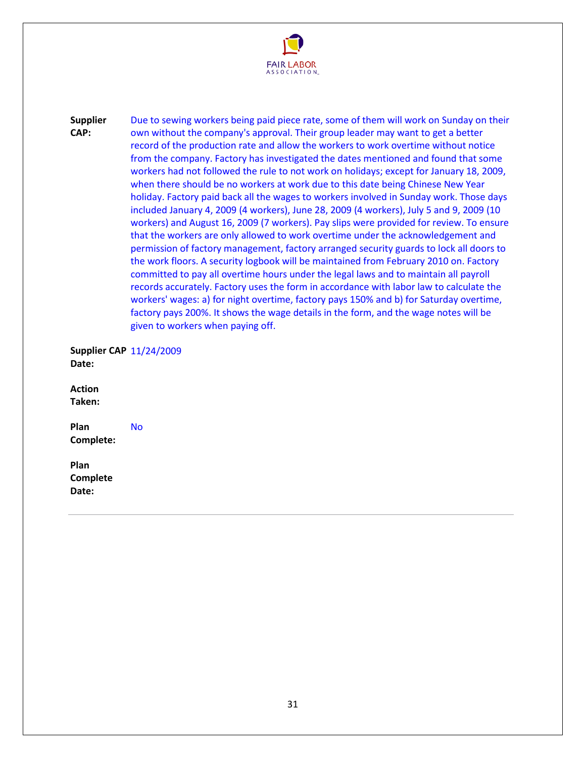**Supplier CAP:** Due to sewing workers being paid piece rate, some of them will work on Sunday on their own without the company's approval. Their group leader may want to get a better record of the production rate and allow the workers to work overtime without notice from the company. Factory has investigated the dates mentioned and found that some workers had not followed the rule to not work on holidays; except for January 18, 2009, when there should be no workers at work due to this date being Chinese New Year holiday. Factory paid back all the wages to workers involved in Sunday work. Those days included January 4, 2009 (4 workers), June 28, 2009 (4 workers), July 5 and 9, 2009 (10 workers) and August 16, 2009 (7 workers). Pay slips were provided for review. To ensure that the workers are only allowed to work overtime under the acknowledgement and permission of factory management, factory arranged security guards to lock all doors to the work floors. A security logbook will be maintained from February 2010 on. Factory committed to pay all overtime hours under the legal laws and to maintain all payroll records accurately. Factory uses the form in accordance with labor law to calculate the workers' wages: a) for night overtime, factory pays 150% and b) for Saturday overtime, factory pays 200%. It shows the wage details in the form, and the wage notes will be given to workers when paying off.

**Supplier CAP Date:** 11/24/2009

**Action Taken:**

**Plan Complete:** No

**Plan Complete Date:**

---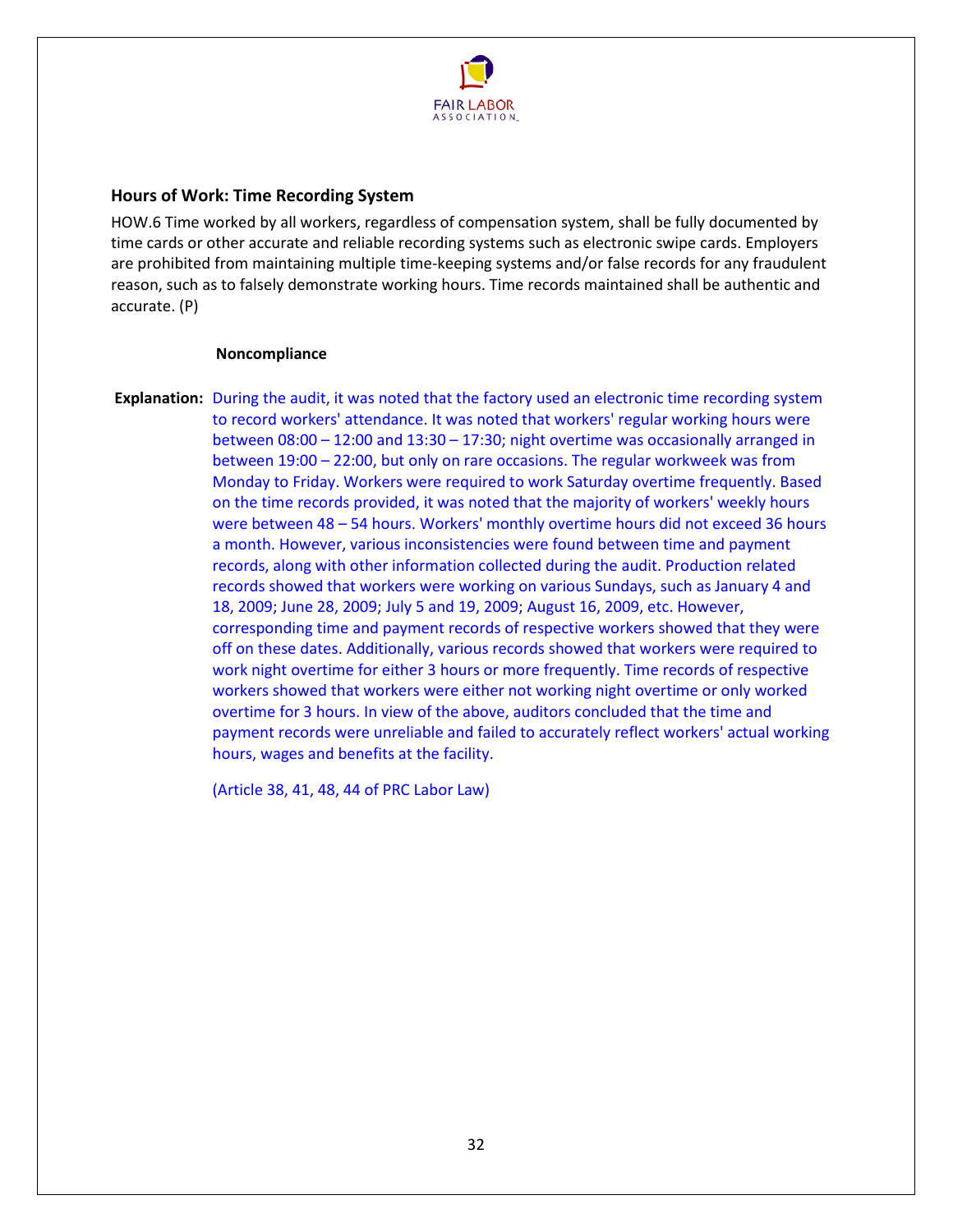## Hours of Work: Time Recording System

HOW.6 Time worked by all workers, regardless of compensation system, shall be fully documented by time cards or other accurate and reliable recording systems such as electronic swipe cards. Employers are prohibited from maintaining multiple time-keeping systems and/or false records for any fraudulent reason, such as to falsely demonstrate working hours. Time records maintained shall be authentic and accurate. (P)

**Noncompliance**

**Explanation:** During the audit, it was noted that the factory used an electronic time recording system to record workers' attendance. It was noted that workers' regular working hours were between 08:00 – 12:00 and 13:30 – 17:30; night overtime was occasionally arranged in between 19:00 – 22:00, but only on rare occasions. The regular workweek was from Monday to Friday. Workers were required to work Saturday overtime frequently. Based on the time records provided, it was noted that the majority of workers' weekly hours were between 48 – 54 hours. Workers' monthly overtime hours did not exceed 36 hours a month. However, various inconsistencies were found between time and payment records, along with other information collected during the audit. Production related records showed that workers were working on various Sundays, such as January 4 and 18, 2009; June 28, 2009; July 5 and 19, 2009; August 16, 2009, etc. However, corresponding time and payment records of respective workers showed that they were off on these dates. Additionally, various records showed that workers were required to work night overtime for either 3 hours or more frequently. Time records of respective workers showed that workers were either not working night overtime or only worked overtime for 3 hours. In view of the above, auditors concluded that the time and payment records were unreliable and failed to accurately reflect workers' actual working hours, wages and benefits at the facility.

(Article 38, 41, 48, 44 of PRC Labor Law)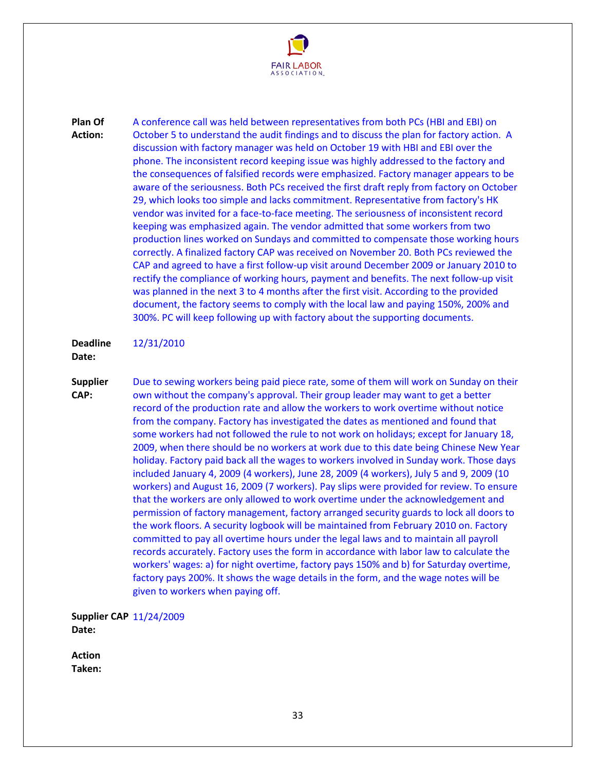**Plan Of Action:** A conference call was held between representatives from both PCs (HBI and EBI) on October 5 to understand the audit findings and to discuss the plan for factory action. A discussion with factory manager was held on October 19 with HBI and EBI over the phone. The inconsistent record keeping issue was highly addressed to the factory and the consequences of falsified records were emphasized. Factory manager appears to be aware of the seriousness. Both PCs received the first draft reply from factory on October 29, which looks too simple and lacks commitment. Representative from factory's HK vendor was invited for a face-to-face meeting. The seriousness of inconsistent record keeping was emphasized again. The vendor admitted that some workers from two production lines worked on Sundays and committed to compensate those working hours correctly. A finalized factory CAP was received on November 20. Both PCs reviewed the CAP and agreed to have a first follow-up visit around December 2009 or January 2010 to rectify the compliance of working hours, payment and benefits. The next follow-up visit was planned in the next 3 to 4 months after the first visit. According to the provided document, the factory seems to comply with the local law and paying 150%, 200% and 300%. PC will keep following up with factory about the supporting documents.

**Deadline Date:** 12/31/2010

**Supplier CAP:** Due to sewing workers being paid piece rate, some of them will work on Sunday on their own without the company's approval. Their group leader may want to get a better record of the production rate and allow the workers to work overtime without notice from the company. Factory has investigated the dates as mentioned and found that some workers had not followed the rule to not work on holidays; except for January 18, 2009, when there should be no workers at work due to this date being Chinese New Year holiday. Factory paid back all the wages to workers involved in Sunday work. Those days included January 4, 2009 (4 workers), June 28, 2009 (4 workers), July 5 and 9, 2009 (10 workers) and August 16, 2009 (7 workers). Pay slips were provided for review. To ensure that the workers are only allowed to work overtime under the acknowledgement and permission of factory management, factory arranged security guards to lock all doors to the work floors. A security logbook will be maintained from February 2010 on. Factory committed to pay all overtime hours under the legal laws and to maintain all payroll records accurately. Factory uses the form in accordance with labor law to calculate the workers' wages: a) for night overtime, factory pays 150% and b) for Saturday overtime, factory pays 200%. It shows the wage details in the form, and the wage notes will be given to workers when paying off.

**Supplier CAP Date:** 11/24/2009

**Action Taken:**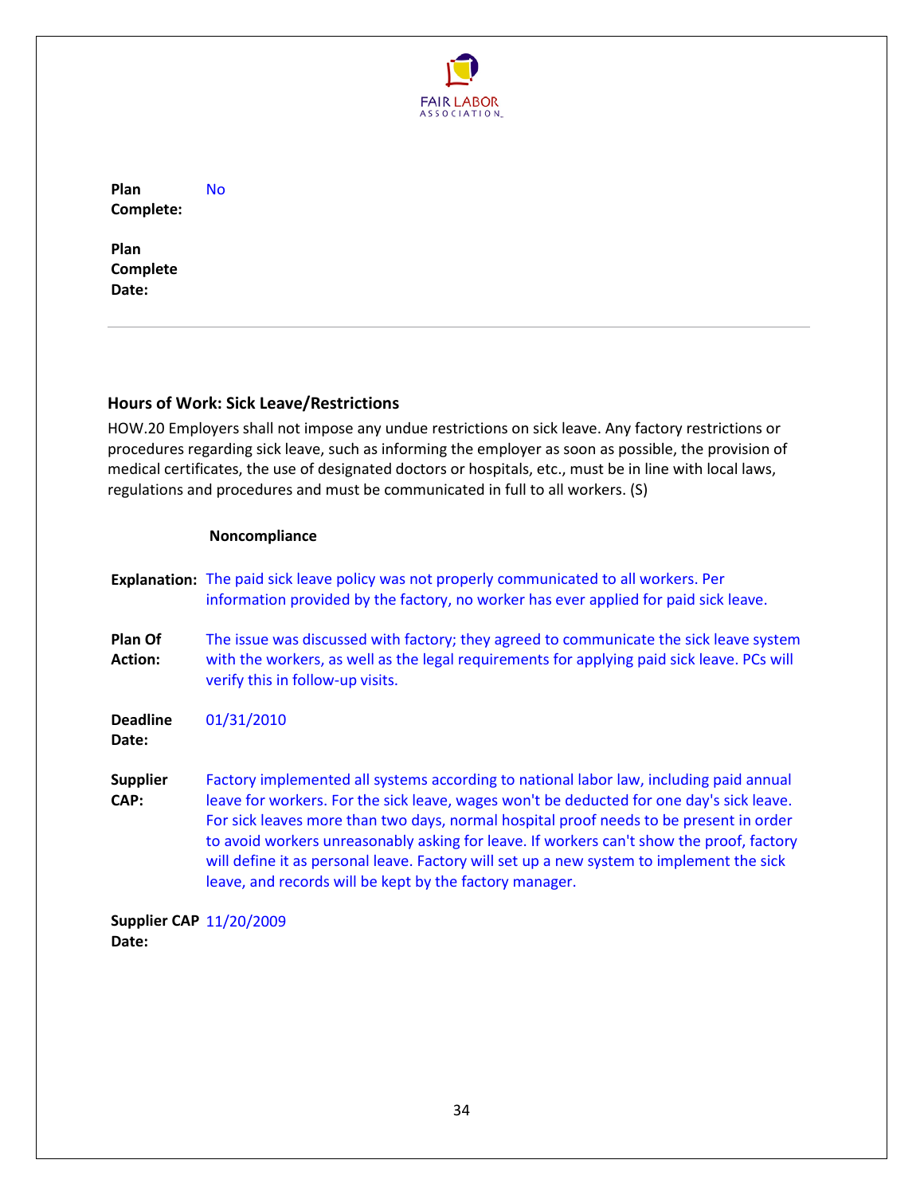**Plan Complete:** No

**Plan Complete Date:**

---

### Hours of Work: Sick Leave/Restrictions

HOW.20 Employers shall not impose any undue restrictions on sick leave. Any factory restrictions or procedures regarding sick leave, such as informing the employer as soon as possible, the provision of medical certificates, the use of designated doctors or hospitals, etc., must be in line with local laws, regulations and procedures and must be communicated in full to all workers. (S)

**Noncompliance**

**Explanation:** The paid sick leave policy was not properly communicated to all workers. Per information provided by the factory, no worker has ever applied for paid sick leave.

**Plan Of Action:** The issue was discussed with factory; they agreed to communicate the sick leave system with the workers, as well as the legal requirements for applying paid sick leave. PCs will verify this in follow-up visits.

**Deadline Date:** 01/31/2010

**Supplier CAP:** Factory implemented all systems according to national labor law, including paid annual leave for workers. For the sick leave, wages won't be deducted for one day's sick leave. For sick leaves more than two days, normal hospital proof needs to be present in order to avoid workers unreasonably asking for leave. If workers can't show the proof, factory will define it as personal leave. Factory will set up a new system to implement the sick leave, and records will be kept by the factory manager.

**Supplier CAP Date:** 11/20/2009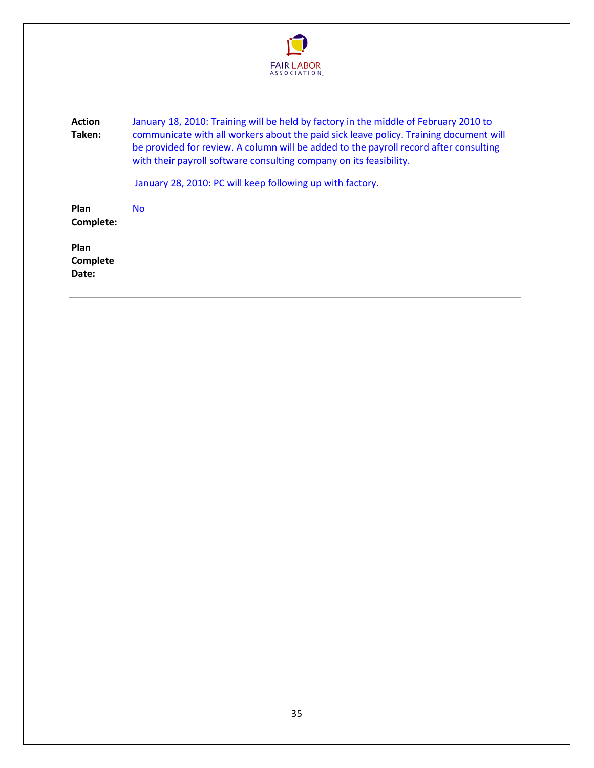**Action Taken:** January 18, 2010: Training will be held by factory in the middle of February 2010 to communicate with all workers about the paid sick leave policy. Training document will be provided for review. A column will be added to the payroll record after consulting with their payroll software consulting company on its feasibility.

January 28, 2010: PC will keep following up with factory.

**Plan Complete:** No

**Plan Complete Date:**